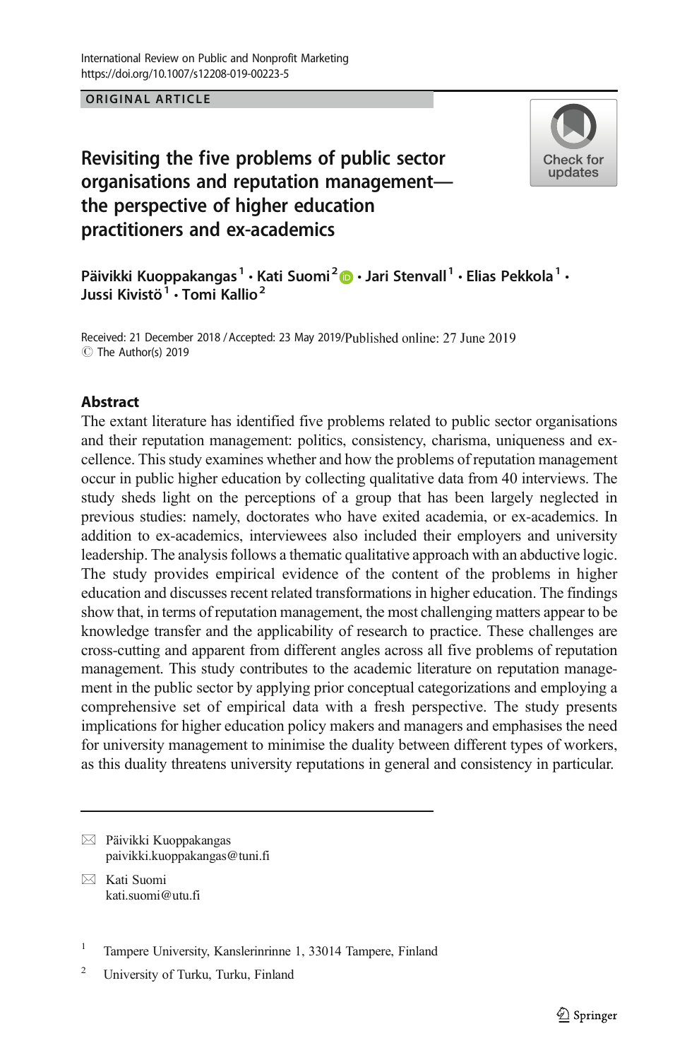International Review on Public and Nonprofit Marketing
https://doi.org/10.1007/s12208-019-00223-5

ORIGINAL ARTICLE

# Revisiting the five problems of public sector organisations and reputation management—the perspective of higher education practitioners and ex-academics

Päivikki Kuoppakangas[1] · Kati Suomi[2] · Jari Stenvall[1] · Elias Pekkola[1] · Jussi Kivistö[1] · Tomi Kallio[2]

Received: 21 December 2018 / Accepted: 23 May 2019/Published online: 27 June 2019
© The Author(s) 2019

## Abstract

The extant literature has identified five problems related to public sector organisations and their reputation management: politics, consistency, charisma, uniqueness and excellence. This study examines whether and how the problems of reputation management occur in public higher education by collecting qualitative data from 40 interviews. The study sheds light on the perceptions of a group that has been largely neglected in previous studies: namely, doctorates who have exited academia, or ex-academics. In addition to ex-academics, interviewees also included their employers and university leadership. The analysis follows a thematic qualitative approach with an abductive logic. The study provides empirical evidence of the content of the problems in higher education and discusses recent related transformations in higher education. The findings show that, in terms of reputation management, the most challenging matters appear to be knowledge transfer and the applicability of research to practice. These challenges are cross-cutting and apparent from different angles across all five problems of reputation management. This study contributes to the academic literature on reputation management in the public sector by applying prior conceptual categorizations and employing a comprehensive set of empirical data with a fresh perspective. The study presents implications for higher education policy makers and managers and emphasises the need for university management to minimise the duality between different types of workers, as this duality threatens university reputations in general and consistency in particular.

---

✉ Päivikki Kuoppakangas
paivikki.kuoppakangas@tuni.fi

✉ Kati Suomi
kati.suomi@utu.fi

[1] Tampere University, Kanslerinrinne 1, 33014 Tampere, Finland

[2] University of Turku, Turku, Finland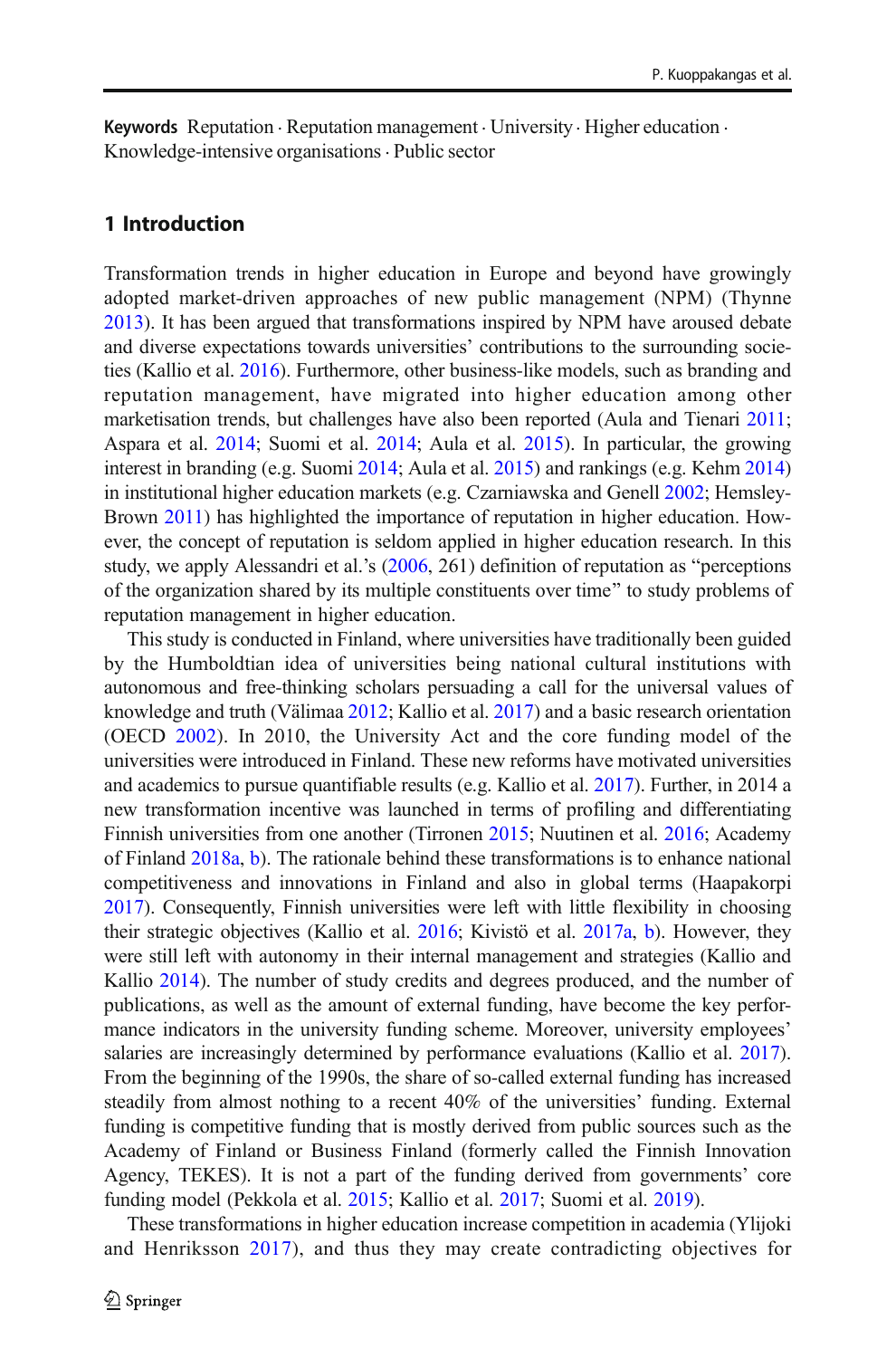**Keywords** Reputation · Reputation management · University · Higher education · Knowledge-intensive organisations · Public sector

## 1 Introduction

Transformation trends in higher education in Europe and beyond have growingly adopted market-driven approaches of new public management (NPM) (Thynne 2013). It has been argued that transformations inspired by NPM have aroused debate and diverse expectations towards universities' contributions to the surrounding societies (Kallio et al. 2016). Furthermore, other business-like models, such as branding and reputation management, have migrated into higher education among other marketisation trends, but challenges have also been reported (Aula and Tienari 2011; Aspara et al. 2014; Suomi et al. 2014; Aula et al. 2015). In particular, the growing interest in branding (e.g. Suomi 2014; Aula et al. 2015) and rankings (e.g. Kehm 2014) in institutional higher education markets (e.g. Czarniawska and Genell 2002; Hemsley-Brown 2011) has highlighted the importance of reputation in higher education. However, the concept of reputation is seldom applied in higher education research. In this study, we apply Alessandri et al.'s (2006, 261) definition of reputation as "perceptions of the organization shared by its multiple constituents over time" to study problems of reputation management in higher education.

This study is conducted in Finland, where universities have traditionally been guided by the Humboldtian idea of universities being national cultural institutions with autonomous and free-thinking scholars persuading a call for the universal values of knowledge and truth (Välimaa 2012; Kallio et al. 2017) and a basic research orientation (OECD 2002). In 2010, the University Act and the core funding model of the universities were introduced in Finland. These new reforms have motivated universities and academics to pursue quantifiable results (e.g. Kallio et al. 2017). Further, in 2014 a new transformation incentive was launched in terms of profiling and differentiating Finnish universities from one another (Tirronen 2015; Nuutinen et al. 2016; Academy of Finland 2018a, b). The rationale behind these transformations is to enhance national competitiveness and innovations in Finland and also in global terms (Haapakorpi 2017). Consequently, Finnish universities were left with little flexibility in choosing their strategic objectives (Kallio et al. 2016; Kivistö et al. 2017a, b). However, they were still left with autonomy in their internal management and strategies (Kallio and Kallio 2014). The number of study credits and degrees produced, and the number of publications, as well as the amount of external funding, have become the key performance indicators in the university funding scheme. Moreover, university employees' salaries are increasingly determined by performance evaluations (Kallio et al. 2017). From the beginning of the 1990s, the share of so-called external funding has increased steadily from almost nothing to a recent 40% of the universities' funding. External funding is competitive funding that is mostly derived from public sources such as the Academy of Finland or Business Finland (formerly called the Finnish Innovation Agency, TEKES). It is not a part of the funding derived from governments' core funding model (Pekkola et al. 2015; Kallio et al. 2017; Suomi et al. 2019).

These transformations in higher education increase competition in academia (Ylijoki and Henriksson 2017), and thus they may create contradicting objectives for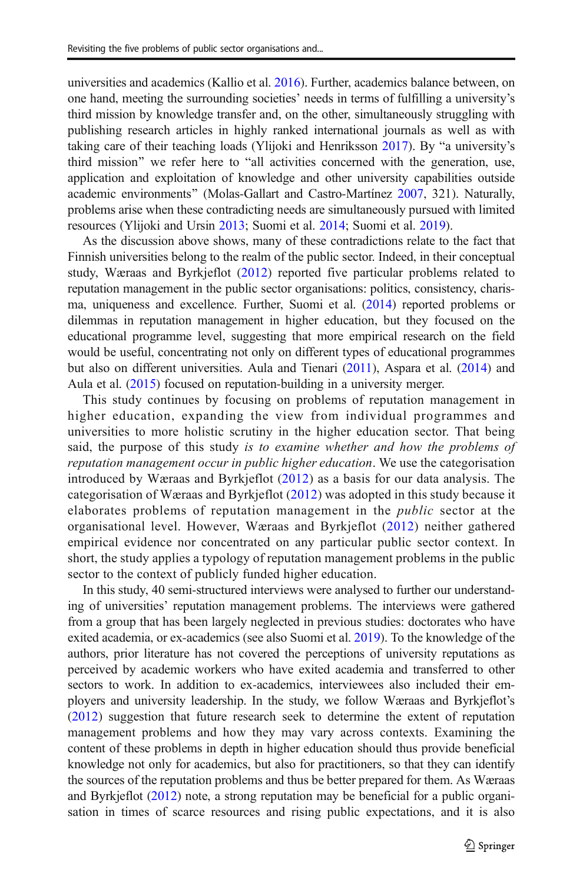universities and academics (Kallio et al. 2016). Further, academics balance between, on one hand, meeting the surrounding societies' needs in terms of fulfilling a university's third mission by knowledge transfer and, on the other, simultaneously struggling with publishing research articles in highly ranked international journals as well as with taking care of their teaching loads (Ylijoki and Henriksson 2017). By "a university's third mission" we refer here to "all activities concerned with the generation, use, application and exploitation of knowledge and other university capabilities outside academic environments" (Molas-Gallart and Castro-Martínez 2007, 321). Naturally, problems arise when these contradicting needs are simultaneously pursued with limited resources (Ylijoki and Ursin 2013; Suomi et al. 2014; Suomi et al. 2019).

As the discussion above shows, many of these contradictions relate to the fact that Finnish universities belong to the realm of the public sector. Indeed, in their conceptual study, Wæraas and Byrkjeflot (2012) reported five particular problems related to reputation management in the public sector organisations: politics, consistency, charisma, uniqueness and excellence. Further, Suomi et al. (2014) reported problems or dilemmas in reputation management in higher education, but they focused on the educational programme level, suggesting that more empirical research on the field would be useful, concentrating not only on different types of educational programmes but also on different universities. Aula and Tienari (2011), Aspara et al. (2014) and Aula et al. (2015) focused on reputation-building in a university merger.

This study continues by focusing on problems of reputation management in higher education, expanding the view from individual programmes and universities to more holistic scrutiny in the higher education sector. That being said, the purpose of this study *is to examine whether and how the problems of reputation management occur in public higher education*. We use the categorisation introduced by Wæraas and Byrkjeflot (2012) as a basis for our data analysis. The categorisation of Wæraas and Byrkjeflot (2012) was adopted in this study because it elaborates problems of reputation management in the *public* sector at the organisational level. However, Wæraas and Byrkjeflot (2012) neither gathered empirical evidence nor concentrated on any particular public sector context. In short, the study applies a typology of reputation management problems in the public sector to the context of publicly funded higher education.

In this study, 40 semi-structured interviews were analysed to further our understanding of universities' reputation management problems. The interviews were gathered from a group that has been largely neglected in previous studies: doctorates who have exited academia, or ex-academics (see also Suomi et al. 2019). To the knowledge of the authors, prior literature has not covered the perceptions of university reputations as perceived by academic workers who have exited academia and transferred to other sectors to work. In addition to ex-academics, interviewees also included their employers and university leadership. In the study, we follow Wæraas and Byrkjeflot's (2012) suggestion that future research seek to determine the extent of reputation management problems and how they may vary across contexts. Examining the content of these problems in depth in higher education should thus provide beneficial knowledge not only for academics, but also for practitioners, so that they can identify the sources of the reputation problems and thus be better prepared for them. As Wæraas and Byrkjeflot (2012) note, a strong reputation may be beneficial for a public organisation in times of scarce resources and rising public expectations, and it is also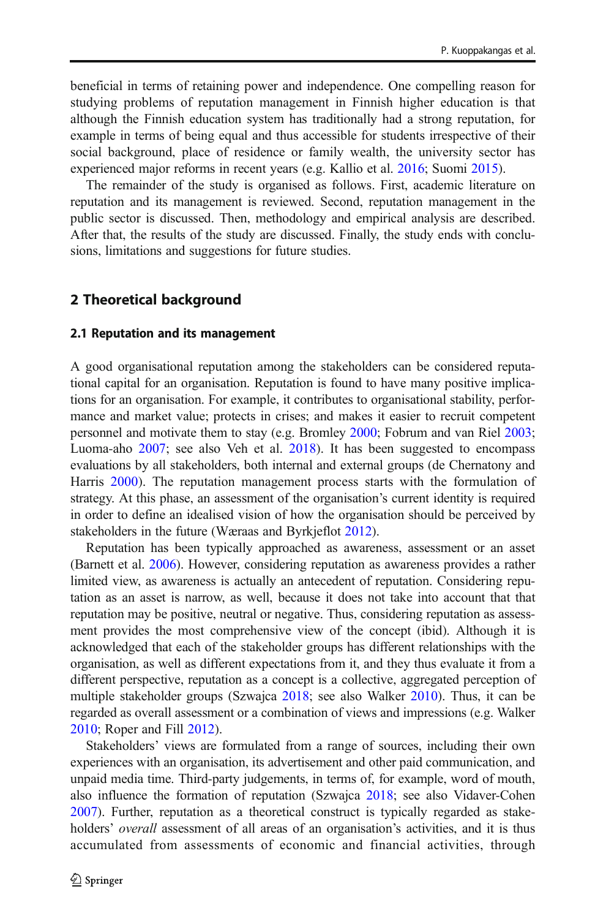beneficial in terms of retaining power and independence. One compelling reason for studying problems of reputation management in Finnish higher education is that although the Finnish education system has traditionally had a strong reputation, for example in terms of being equal and thus accessible for students irrespective of their social background, place of residence or family wealth, the university sector has experienced major reforms in recent years (e.g. Kallio et al. 2016; Suomi 2015).

The remainder of the study is organised as follows. First, academic literature on reputation and its management is reviewed. Second, reputation management in the public sector is discussed. Then, methodology and empirical analysis are described. After that, the results of the study are discussed. Finally, the study ends with conclusions, limitations and suggestions for future studies.

## 2 Theoretical background

### 2.1 Reputation and its management

A good organisational reputation among the stakeholders can be considered reputational capital for an organisation. Reputation is found to have many positive implications for an organisation. For example, it contributes to organisational stability, performance and market value; protects in crises; and makes it easier to recruit competent personnel and motivate them to stay (e.g. Bromley 2000; Fobrum and van Riel 2003; Luoma-aho 2007; see also Veh et al. 2018). It has been suggested to encompass evaluations by all stakeholders, both internal and external groups (de Chernatony and Harris 2000). The reputation management process starts with the formulation of strategy. At this phase, an assessment of the organisation's current identity is required in order to define an idealised vision of how the organisation should be perceived by stakeholders in the future (Wæraas and Byrkjeflot 2012).

Reputation has been typically approached as awareness, assessment or an asset (Barnett et al. 2006). However, considering reputation as awareness provides a rather limited view, as awareness is actually an antecedent of reputation. Considering reputation as an asset is narrow, as well, because it does not take into account that that reputation may be positive, neutral or negative. Thus, considering reputation as assessment provides the most comprehensive view of the concept (ibid). Although it is acknowledged that each of the stakeholder groups has different relationships with the organisation, as well as different expectations from it, and they thus evaluate it from a different perspective, reputation as a concept is a collective, aggregated perception of multiple stakeholder groups (Szwajca 2018; see also Walker 2010). Thus, it can be regarded as overall assessment or a combination of views and impressions (e.g. Walker 2010; Roper and Fill 2012).

Stakeholders' views are formulated from a range of sources, including their own experiences with an organisation, its advertisement and other paid communication, and unpaid media time. Third-party judgements, in terms of, for example, word of mouth, also influence the formation of reputation (Szwajca 2018; see also Vidaver-Cohen 2007). Further, reputation as a theoretical construct is typically regarded as stakeholders' *overall* assessment of all areas of an organisation's activities, and it is thus accumulated from assessments of economic and financial activities, through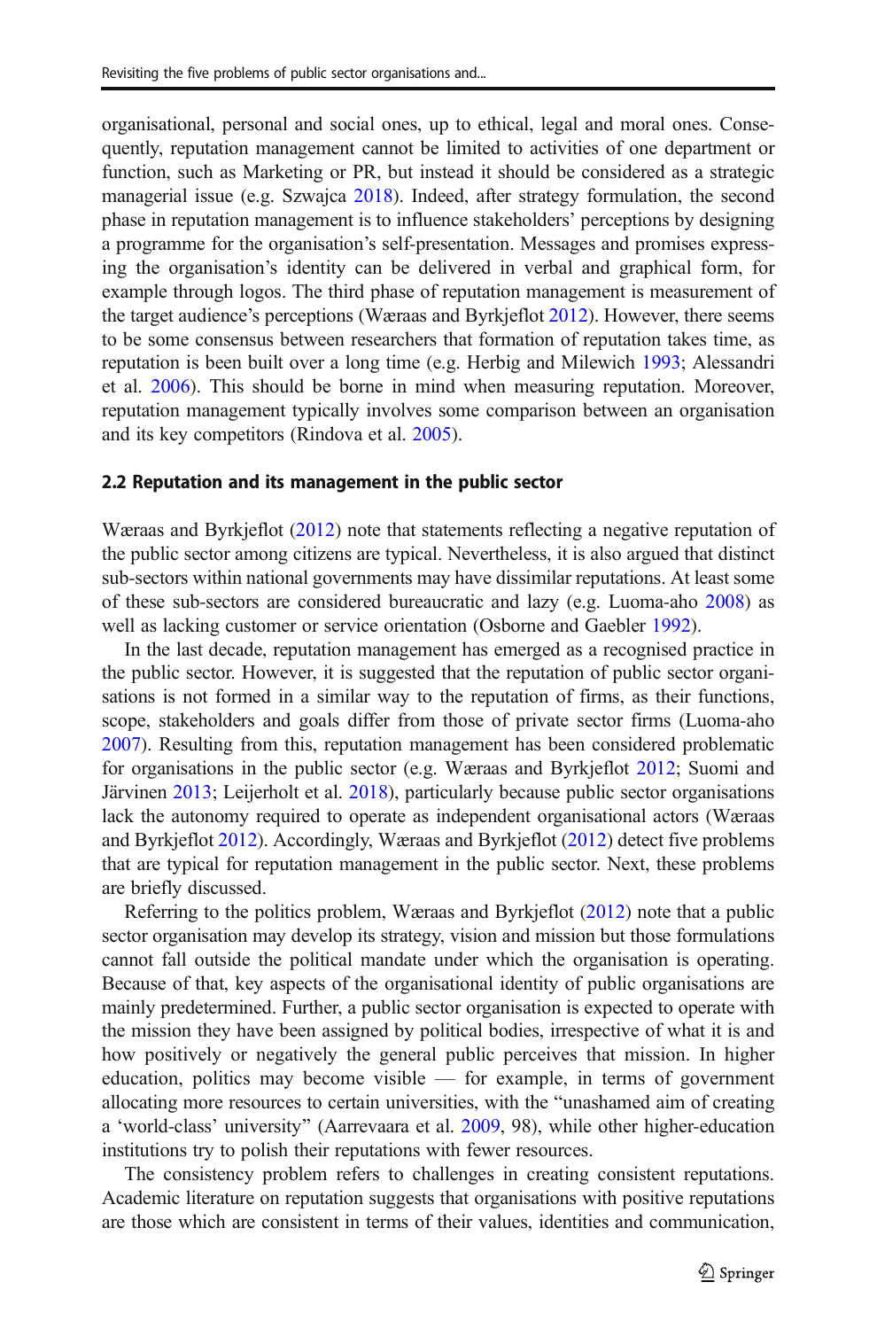organisational, personal and social ones, up to ethical, legal and moral ones. Consequently, reputation management cannot be limited to activities of one department or function, such as Marketing or PR, but instead it should be considered as a strategic managerial issue (e.g. Szwajca 2018). Indeed, after strategy formulation, the second phase in reputation management is to influence stakeholders' perceptions by designing a programme for the organisation's self-presentation. Messages and promises expressing the organisation's identity can be delivered in verbal and graphical form, for example through logos. The third phase of reputation management is measurement of the target audience's perceptions (Wæraas and Byrkjeflot 2012). However, there seems to be some consensus between researchers that formation of reputation takes time, as reputation is been built over a long time (e.g. Herbig and Milewich 1993; Alessandri et al. 2006). This should be borne in mind when measuring reputation. Moreover, reputation management typically involves some comparison between an organisation and its key competitors (Rindova et al. 2005).

### 2.2 Reputation and its management in the public sector

Wæraas and Byrkjeflot (2012) note that statements reflecting a negative reputation of the public sector among citizens are typical. Nevertheless, it is also argued that distinct sub-sectors within national governments may have dissimilar reputations. At least some of these sub-sectors are considered bureaucratic and lazy (e.g. Luoma-aho 2008) as well as lacking customer or service orientation (Osborne and Gaebler 1992).

In the last decade, reputation management has emerged as a recognised practice in the public sector. However, it is suggested that the reputation of public sector organisations is not formed in a similar way to the reputation of firms, as their functions, scope, stakeholders and goals differ from those of private sector firms (Luoma-aho 2007). Resulting from this, reputation management has been considered problematic for organisations in the public sector (e.g. Wæraas and Byrkjeflot 2012; Suomi and Järvinen 2013; Leijerholt et al. 2018), particularly because public sector organisations lack the autonomy required to operate as independent organisational actors (Wæraas and Byrkjeflot 2012). Accordingly, Wæraas and Byrkjeflot (2012) detect five problems that are typical for reputation management in the public sector. Next, these problems are briefly discussed.

Referring to the politics problem, Wæraas and Byrkjeflot (2012) note that a public sector organisation may develop its strategy, vision and mission but those formulations cannot fall outside the political mandate under which the organisation is operating. Because of that, key aspects of the organisational identity of public organisations are mainly predetermined. Further, a public sector organisation is expected to operate with the mission they have been assigned by political bodies, irrespective of what it is and how positively or negatively the general public perceives that mission. In higher education, politics may become visible — for example, in terms of government allocating more resources to certain universities, with the "unashamed aim of creating a 'world-class' university" (Aarrevaara et al. 2009, 98), while other higher-education institutions try to polish their reputations with fewer resources.

The consistency problem refers to challenges in creating consistent reputations. Academic literature on reputation suggests that organisations with positive reputations are those which are consistent in terms of their values, identities and communication,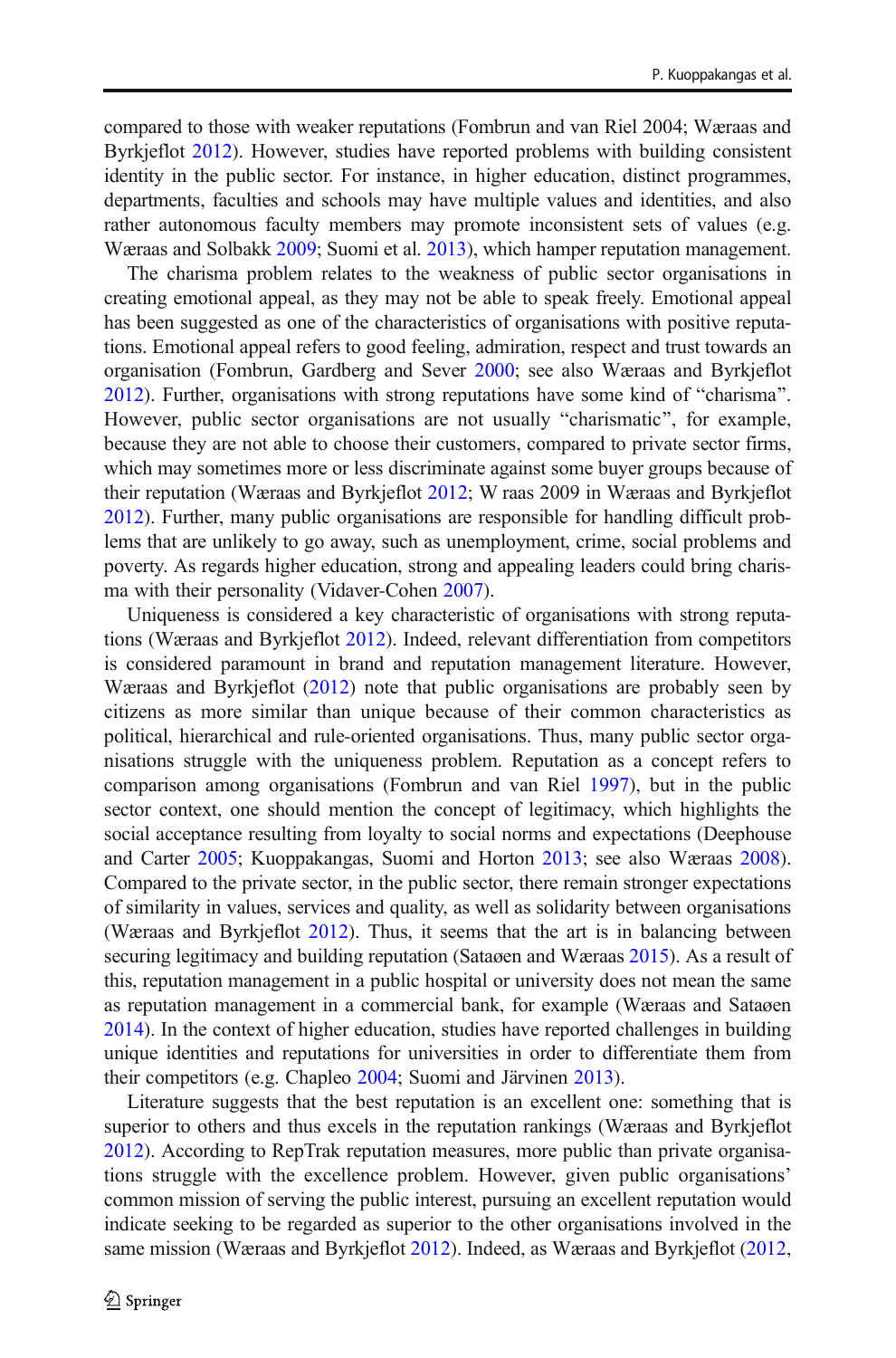compared to those with weaker reputations (Fombrun and van Riel 2004; Wæraas and Byrkjeflot 2012). However, studies have reported problems with building consistent identity in the public sector. For instance, in higher education, distinct programmes, departments, faculties and schools may have multiple values and identities, and also rather autonomous faculty members may promote inconsistent sets of values (e.g. Wæraas and Solbakk 2009; Suomi et al. 2013), which hamper reputation management.

The charisma problem relates to the weakness of public sector organisations in creating emotional appeal, as they may not be able to speak freely. Emotional appeal has been suggested as one of the characteristics of organisations with positive reputations. Emotional appeal refers to good feeling, admiration, respect and trust towards an organisation (Fombrun, Gardberg and Sever 2000; see also Wæraas and Byrkjeflot 2012). Further, organisations with strong reputations have some kind of "charisma". However, public sector organisations are not usually "charismatic", for example, because they are not able to choose their customers, compared to private sector firms, which may sometimes more or less discriminate against some buyer groups because of their reputation (Wæraas and Byrkjeflot 2012; W raas 2009 in Wæraas and Byrkjeflot 2012). Further, many public organisations are responsible for handling difficult problems that are unlikely to go away, such as unemployment, crime, social problems and poverty. As regards higher education, strong and appealing leaders could bring charisma with their personality (Vidaver-Cohen 2007).

Uniqueness is considered a key characteristic of organisations with strong reputations (Wæraas and Byrkjeflot 2012). Indeed, relevant differentiation from competitors is considered paramount in brand and reputation management literature. However, Wæraas and Byrkjeflot (2012) note that public organisations are probably seen by citizens as more similar than unique because of their common characteristics as political, hierarchical and rule-oriented organisations. Thus, many public sector organisations struggle with the uniqueness problem. Reputation as a concept refers to comparison among organisations (Fombrun and van Riel 1997), but in the public sector context, one should mention the concept of legitimacy, which highlights the social acceptance resulting from loyalty to social norms and expectations (Deephouse and Carter 2005; Kuoppakangas, Suomi and Horton 2013; see also Wæraas 2008). Compared to the private sector, in the public sector, there remain stronger expectations of similarity in values, services and quality, as well as solidarity between organisations (Wæraas and Byrkjeflot 2012). Thus, it seems that the art is in balancing between securing legitimacy and building reputation (Sataøen and Wæraas 2015). As a result of this, reputation management in a public hospital or university does not mean the same as reputation management in a commercial bank, for example (Wæraas and Sataøen 2014). In the context of higher education, studies have reported challenges in building unique identities and reputations for universities in order to differentiate them from their competitors (e.g. Chapleo 2004; Suomi and Järvinen 2013).

Literature suggests that the best reputation is an excellent one: something that is superior to others and thus excels in the reputation rankings (Wæraas and Byrkjeflot 2012). According to RepTrak reputation measures, more public than private organisations struggle with the excellence problem. However, given public organisations' common mission of serving the public interest, pursuing an excellent reputation would indicate seeking to be regarded as superior to the other organisations involved in the same mission (Wæraas and Byrkjeflot 2012). Indeed, as Wæraas and Byrkjeflot (2012,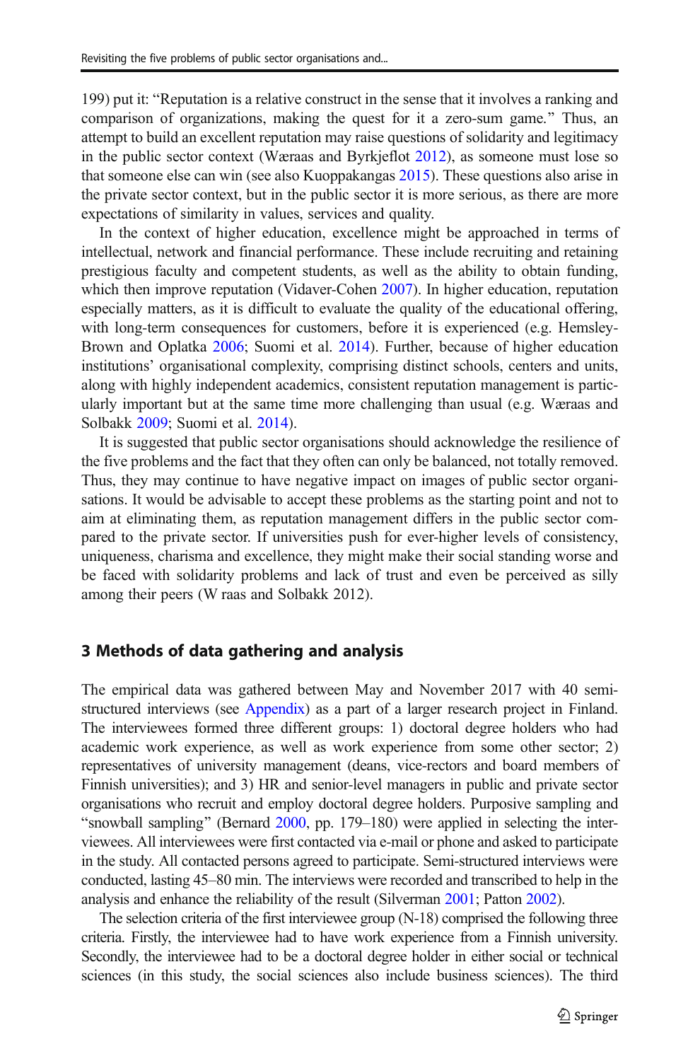199) put it: "Reputation is a relative construct in the sense that it involves a ranking and comparison of organizations, making the quest for it a zero-sum game." Thus, an attempt to build an excellent reputation may raise questions of solidarity and legitimacy in the public sector context (Wæraas and Byrkjeflot 2012), as someone must lose so that someone else can win (see also Kuoppakangas 2015). These questions also arise in the private sector context, but in the public sector it is more serious, as there are more expectations of similarity in values, services and quality.

In the context of higher education, excellence might be approached in terms of intellectual, network and financial performance. These include recruiting and retaining prestigious faculty and competent students, as well as the ability to obtain funding, which then improve reputation (Vidaver-Cohen 2007). In higher education, reputation especially matters, as it is difficult to evaluate the quality of the educational offering, with long-term consequences for customers, before it is experienced (e.g. Hemsley-Brown and Oplatka 2006; Suomi et al. 2014). Further, because of higher education institutions' organisational complexity, comprising distinct schools, centers and units, along with highly independent academics, consistent reputation management is particularly important but at the same time more challenging than usual (e.g. Wæraas and Solbakk 2009; Suomi et al. 2014).

It is suggested that public sector organisations should acknowledge the resilience of the five problems and the fact that they often can only be balanced, not totally removed. Thus, they may continue to have negative impact on images of public sector organisations. It would be advisable to accept these problems as the starting point and not to aim at eliminating them, as reputation management differs in the public sector compared to the private sector. If universities push for ever-higher levels of consistency, uniqueness, charisma and excellence, they might make their social standing worse and be faced with solidarity problems and lack of trust and even be perceived as silly among their peers (W raas and Solbakk 2012).

## 3 Methods of data gathering and analysis

The empirical data was gathered between May and November 2017 with 40 semi-structured interviews (see Appendix) as a part of a larger research project in Finland. The interviewees formed three different groups: 1) doctoral degree holders who had academic work experience, as well as work experience from some other sector; 2) representatives of university management (deans, vice-rectors and board members of Finnish universities); and 3) HR and senior-level managers in public and private sector organisations who recruit and employ doctoral degree holders. Purposive sampling and "snowball sampling" (Bernard 2000, pp. 179–180) were applied in selecting the interviewees. All interviewees were first contacted via e-mail or phone and asked to participate in the study. All contacted persons agreed to participate. Semi-structured interviews were conducted, lasting 45–80 min. The interviews were recorded and transcribed to help in the analysis and enhance the reliability of the result (Silverman 2001; Patton 2002).

The selection criteria of the first interviewee group (N-18) comprised the following three criteria. Firstly, the interviewee had to have work experience from a Finnish university. Secondly, the interviewee had to be a doctoral degree holder in either social or technical sciences (in this study, the social sciences also include business sciences). The third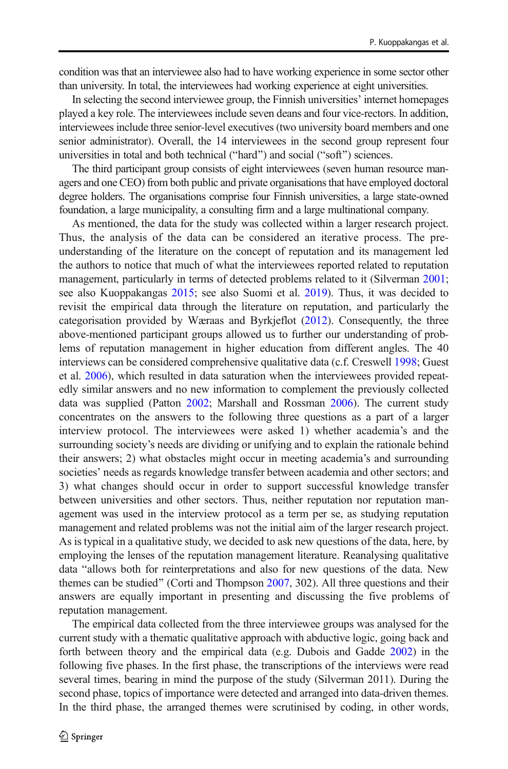condition was that an interviewee also had to have working experience in some sector other than university. In total, the interviewees had working experience at eight universities.

In selecting the second interviewee group, the Finnish universities' internet homepages played a key role. The interviewees include seven deans and four vice-rectors. In addition, interviewees include three senior-level executives (two university board members and one senior administrator). Overall, the 14 interviewees in the second group represent four universities in total and both technical ("hard") and social ("soft") sciences.

The third participant group consists of eight interviewees (seven human resource managers and one CEO) from both public and private organisations that have employed doctoral degree holders. The organisations comprise four Finnish universities, a large state-owned foundation, a large municipality, a consulting firm and a large multinational company.

As mentioned, the data for the study was collected within a larger research project. Thus, the analysis of the data can be considered an iterative process. The pre-understanding of the literature on the concept of reputation and its management led the authors to notice that much of what the interviewees reported related to reputation management, particularly in terms of detected problems related to it (Silverman 2001; see also Kuoppakangas 2015; see also Suomi et al. 2019). Thus, it was decided to revisit the empirical data through the literature on reputation, and particularly the categorisation provided by Wæraas and Byrkjeflot (2012). Consequently, the three above-mentioned participant groups allowed us to further our understanding of problems of reputation management in higher education from different angles. The 40 interviews can be considered comprehensive qualitative data (c.f. Creswell 1998; Guest et al. 2006), which resulted in data saturation when the interviewees provided repeatedly similar answers and no new information to complement the previously collected data was supplied (Patton 2002; Marshall and Rossman 2006). The current study concentrates on the answers to the following three questions as a part of a larger interview protocol. The interviewees were asked 1) whether academia's and the surrounding society's needs are dividing or unifying and to explain the rationale behind their answers; 2) what obstacles might occur in meeting academia's and surrounding societies' needs as regards knowledge transfer between academia and other sectors; and 3) what changes should occur in order to support successful knowledge transfer between universities and other sectors. Thus, neither reputation nor reputation management was used in the interview protocol as a term per se, as studying reputation management and related problems was not the initial aim of the larger research project. As is typical in a qualitative study, we decided to ask new questions of the data, here, by employing the lenses of the reputation management literature. Reanalysing qualitative data "allows both for reinterpretations and also for new questions of the data. New themes can be studied" (Corti and Thompson 2007, 302). All three questions and their answers are equally important in presenting and discussing the five problems of reputation management.

The empirical data collected from the three interviewee groups was analysed for the current study with a thematic qualitative approach with abductive logic, going back and forth between theory and the empirical data (e.g. Dubois and Gadde 2002) in the following five phases. In the first phase, the transcriptions of the interviews were read several times, bearing in mind the purpose of the study (Silverman 2011). During the second phase, topics of importance were detected and arranged into data-driven themes. In the third phase, the arranged themes were scrutinised by coding, in other words,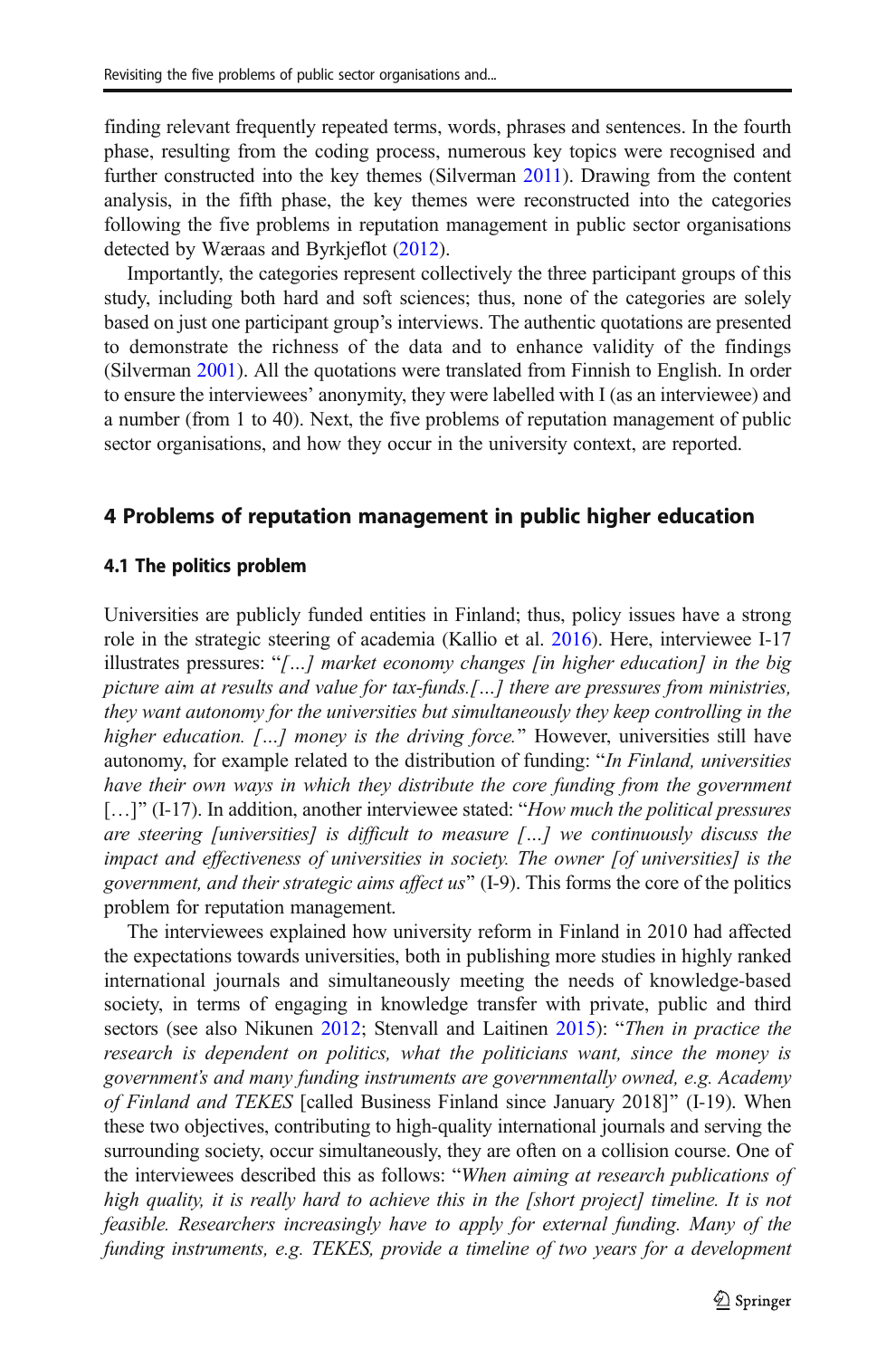finding relevant frequently repeated terms, words, phrases and sentences. In the fourth phase, resulting from the coding process, numerous key topics were recognised and further constructed into the key themes (Silverman 2011). Drawing from the content analysis, in the fifth phase, the key themes were reconstructed into the categories following the five problems in reputation management in public sector organisations detected by Wæraas and Byrkjeflot (2012).

Importantly, the categories represent collectively the three participant groups of this study, including both hard and soft sciences; thus, none of the categories are solely based on just one participant group's interviews. The authentic quotations are presented to demonstrate the richness of the data and to enhance validity of the findings (Silverman 2001). All the quotations were translated from Finnish to English. In order to ensure the interviewees' anonymity, they were labelled with I (as an interviewee) and a number (from 1 to 40). Next, the five problems of reputation management of public sector organisations, and how they occur in the university context, are reported.

## 4 Problems of reputation management in public higher education

### 4.1 The politics problem

Universities are publicly funded entities in Finland; thus, policy issues have a strong role in the strategic steering of academia (Kallio et al. 2016). Here, interviewee I-17 illustrates pressures: "*[…] market economy changes [in higher education] in the big picture aim at results and value for tax-funds.[…] there are pressures from ministries, they want autonomy for the universities but simultaneously they keep controlling in the higher education. […] money is the driving force.*" However, universities still have autonomy, for example related to the distribution of funding: "*In Finland, universities have their own ways in which they distribute the core funding from the government* […]" (I-17). In addition, another interviewee stated: "*How much the political pressures are steering [universities] is difficult to measure […] we continuously discuss the impact and effectiveness of universities in society. The owner [of universities] is the government, and their strategic aims affect us*" (I-9). This forms the core of the politics problem for reputation management.

The interviewees explained how university reform in Finland in 2010 had affected the expectations towards universities, both in publishing more studies in highly ranked international journals and simultaneously meeting the needs of knowledge-based society, in terms of engaging in knowledge transfer with private, public and third sectors (see also Nikunen 2012; Stenvall and Laitinen 2015): "*Then in practice the research is dependent on politics, what the politicians want, since the money is government's and many funding instruments are governmentally owned, e.g. Academy of Finland and TEKES* [called Business Finland since January 2018]" (I-19). When these two objectives, contributing to high-quality international journals and serving the surrounding society, occur simultaneously, they are often on a collision course. One of the interviewees described this as follows: "*When aiming at research publications of high quality, it is really hard to achieve this in the [short project] timeline. It is not feasible. Researchers increasingly have to apply for external funding. Many of the funding instruments, e.g. TEKES, provide a timeline of two years for a development*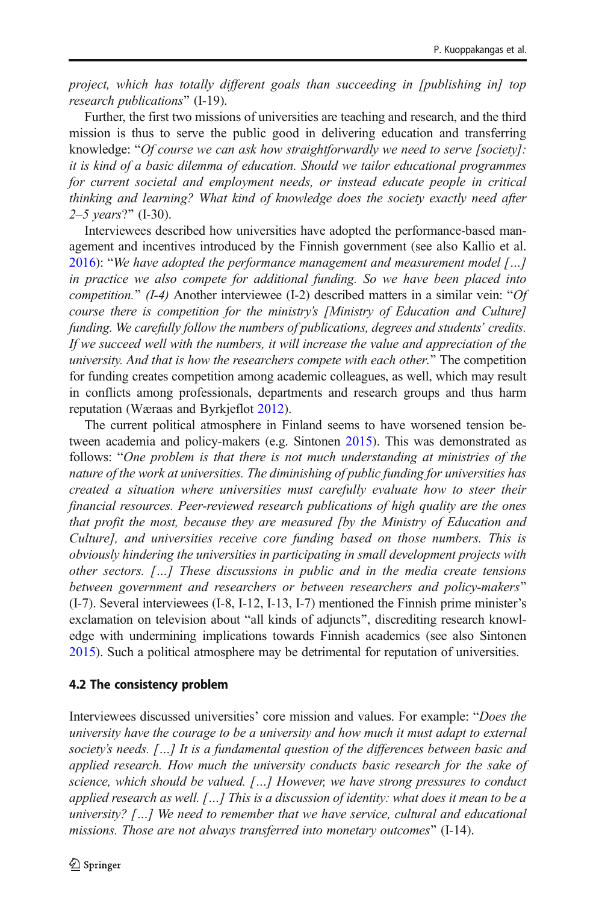*project, which has totally different goals than succeeding in [publishing in] top research publications*" (I-19).

Further, the first two missions of universities are teaching and research, and the third mission is thus to serve the public good in delivering education and transferring knowledge: "*Of course we can ask how straightforwardly we need to serve [society]: it is kind of a basic dilemma of education. Should we tailor educational programmes for current societal and employment needs, or instead educate people in critical thinking and learning? What kind of knowledge does the society exactly need after 2–5 years*?" (I-30).

Interviewees described how universities have adopted the performance-based management and incentives introduced by the Finnish government (see also Kallio et al. 2016): "*We have adopted the performance management and measurement model […] in practice we also compete for additional funding. So we have been placed into competition.*" *(I-4)* Another interviewee (I-2) described matters in a similar vein: "*Of course there is competition for the ministry's [Ministry of Education and Culture] funding. We carefully follow the numbers of publications, degrees and students' credits. If we succeed well with the numbers, it will increase the value and appreciation of the university. And that is how the researchers compete with each other.*" The competition for funding creates competition among academic colleagues, as well, which may result in conflicts among professionals, departments and research groups and thus harm reputation (Wæraas and Byrkjeflot 2012).

The current political atmosphere in Finland seems to have worsened tension between academia and policy-makers (e.g. Sintonen 2015). This was demonstrated as follows: "*One problem is that there is not much understanding at ministries of the nature of the work at universities. The diminishing of public funding for universities has created a situation where universities must carefully evaluate how to steer their financial resources. Peer-reviewed research publications of high quality are the ones that profit the most, because they are measured [by the Ministry of Education and Culture], and universities receive core funding based on those numbers. This is obviously hindering the universities in participating in small development projects with other sectors. […] These discussions in public and in the media create tensions between government and researchers or between researchers and policy-makers*" (I-7). Several interviewees (I-8, I-12, I-13, I-7) mentioned the Finnish prime minister's exclamation on television about "all kinds of adjuncts", discrediting research knowledge with undermining implications towards Finnish academics (see also Sintonen 2015). Such a political atmosphere may be detrimental for reputation of universities.

### 4.2 The consistency problem

Interviewees discussed universities' core mission and values. For example: "*Does the university have the courage to be a university and how much it must adapt to external society's needs. […] It is a fundamental question of the differences between basic and applied research. How much the university conducts basic research for the sake of science, which should be valued. […] However, we have strong pressures to conduct applied research as well. […] This is a discussion of identity: what does it mean to be a university? […] We need to remember that we have service, cultural and educational missions. Those are not always transferred into monetary outcomes*" (I-14).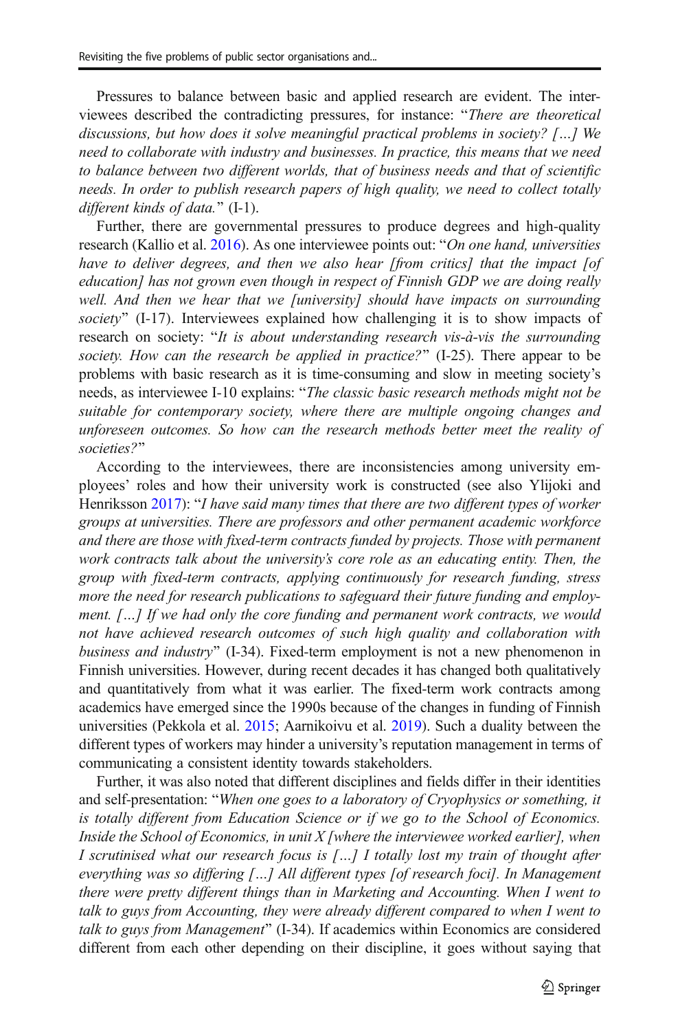Pressures to balance between basic and applied research are evident. The interviewees described the contradicting pressures, for instance: "*There are theoretical discussions, but how does it solve meaningful practical problems in society? […] We need to collaborate with industry and businesses. In practice, this means that we need to balance between two different worlds, that of business needs and that of scientific needs. In order to publish research papers of high quality, we need to collect totally different kinds of data.*" (I-1).

Further, there are governmental pressures to produce degrees and high-quality research (Kallio et al. 2016). As one interviewee points out: "*On one hand, universities have to deliver degrees, and then we also hear [from critics] that the impact [of education] has not grown even though in respect of Finnish GDP we are doing really well. And then we hear that we [university] should have impacts on surrounding society*" (I-17). Interviewees explained how challenging it is to show impacts of research on society: "*It is about understanding research vis-à-vis the surrounding society. How can the research be applied in practice?*" (I-25). There appear to be problems with basic research as it is time-consuming and slow in meeting society's needs, as interviewee I-10 explains: "*The classic basic research methods might not be suitable for contemporary society, where there are multiple ongoing changes and unforeseen outcomes. So how can the research methods better meet the reality of societies?*"

According to the interviewees, there are inconsistencies among university employees' roles and how their university work is constructed (see also Ylijoki and Henriksson 2017): "*I have said many times that there are two different types of worker groups at universities. There are professors and other permanent academic workforce and there are those with fixed-term contracts funded by projects. Those with permanent work contracts talk about the university's core role as an educating entity. Then, the group with fixed-term contracts, applying continuously for research funding, stress more the need for research publications to safeguard their future funding and employment. […] If we had only the core funding and permanent work contracts, we would not have achieved research outcomes of such high quality and collaboration with business and industry*" (I-34). Fixed-term employment is not a new phenomenon in Finnish universities. However, during recent decades it has changed both qualitatively and quantitatively from what it was earlier. The fixed-term work contracts among academics have emerged since the 1990s because of the changes in funding of Finnish universities (Pekkola et al. 2015; Aarnikoivu et al. 2019). Such a duality between the different types of workers may hinder a university's reputation management in terms of communicating a consistent identity towards stakeholders.

Further, it was also noted that different disciplines and fields differ in their identities and self-presentation: "*When one goes to a laboratory of Cryophysics or something, it is totally different from Education Science or if we go to the School of Economics. Inside the School of Economics, in unit X [where the interviewee worked earlier], when I scrutinised what our research focus is […] I totally lost my train of thought after everything was so differing […] All different types [of research foci]. In Management there were pretty different things than in Marketing and Accounting. When I went to talk to guys from Accounting, they were already different compared to when I went to talk to guys from Management*" (I-34). If academics within Economics are considered different from each other depending on their discipline, it goes without saying that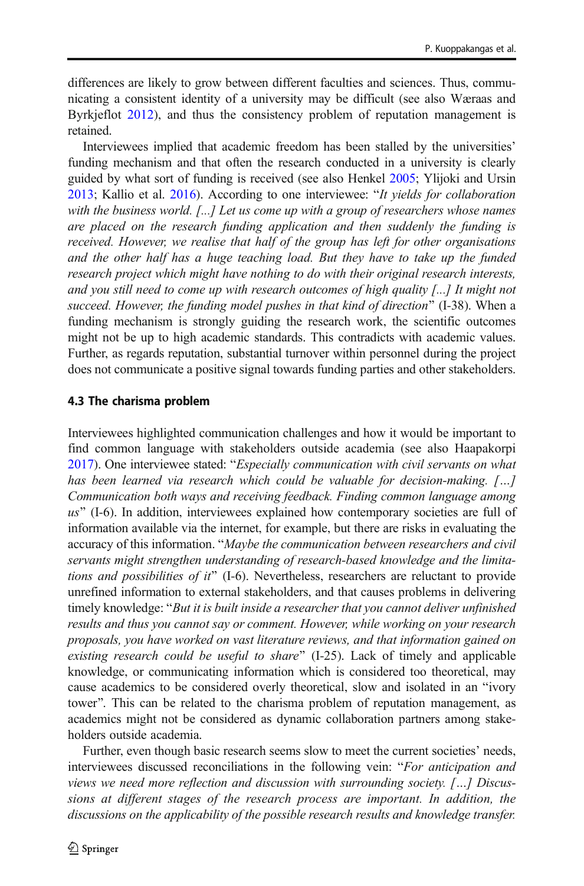differences are likely to grow between different faculties and sciences. Thus, communicating a consistent identity of a university may be difficult (see also Wæraas and Byrkjeflot 2012), and thus the consistency problem of reputation management is retained.

Interviewees implied that academic freedom has been stalled by the universities' funding mechanism and that often the research conducted in a university is clearly guided by what sort of funding is received (see also Henkel 2005; Ylijoki and Ursin 2013; Kallio et al. 2016). According to one interviewee: "*It yields for collaboration with the business world. [...] Let us come up with a group of researchers whose names are placed on the research funding application and then suddenly the funding is received. However, we realise that half of the group has left for other organisations and the other half has a huge teaching load. But they have to take up the funded research project which might have nothing to do with their original research interests, and you still need to come up with research outcomes of high quality [...] It might not succeed. However, the funding model pushes in that kind of direction*" (I-38). When a funding mechanism is strongly guiding the research work, the scientific outcomes might not be up to high academic standards. This contradicts with academic values. Further, as regards reputation, substantial turnover within personnel during the project does not communicate a positive signal towards funding parties and other stakeholders.

### 4.3 The charisma problem

Interviewees highlighted communication challenges and how it would be important to find common language with stakeholders outside academia (see also Haapakorpi 2017). One interviewee stated: "*Especially communication with civil servants on what has been learned via research which could be valuable for decision-making. […] Communication both ways and receiving feedback. Finding common language among us*" (I-6). In addition, interviewees explained how contemporary societies are full of information available via the internet, for example, but there are risks in evaluating the accuracy of this information. "*Maybe the communication between researchers and civil servants might strengthen understanding of research-based knowledge and the limitations and possibilities of it*" (I-6). Nevertheless, researchers are reluctant to provide unrefined information to external stakeholders, and that causes problems in delivering timely knowledge: "*But it is built inside a researcher that you cannot deliver unfinished results and thus you cannot say or comment. However, while working on your research proposals, you have worked on vast literature reviews, and that information gained on existing research could be useful to share*" (I-25). Lack of timely and applicable knowledge, or communicating information which is considered too theoretical, may cause academics to be considered overly theoretical, slow and isolated in an "ivory tower". This can be related to the charisma problem of reputation management, as academics might not be considered as dynamic collaboration partners among stakeholders outside academia.

Further, even though basic research seems slow to meet the current societies' needs, interviewees discussed reconciliations in the following vein: "*For anticipation and views we need more reflection and discussion with surrounding society. […] Discussions at different stages of the research process are important. In addition, the discussions on the applicability of the possible research results and knowledge transfer.*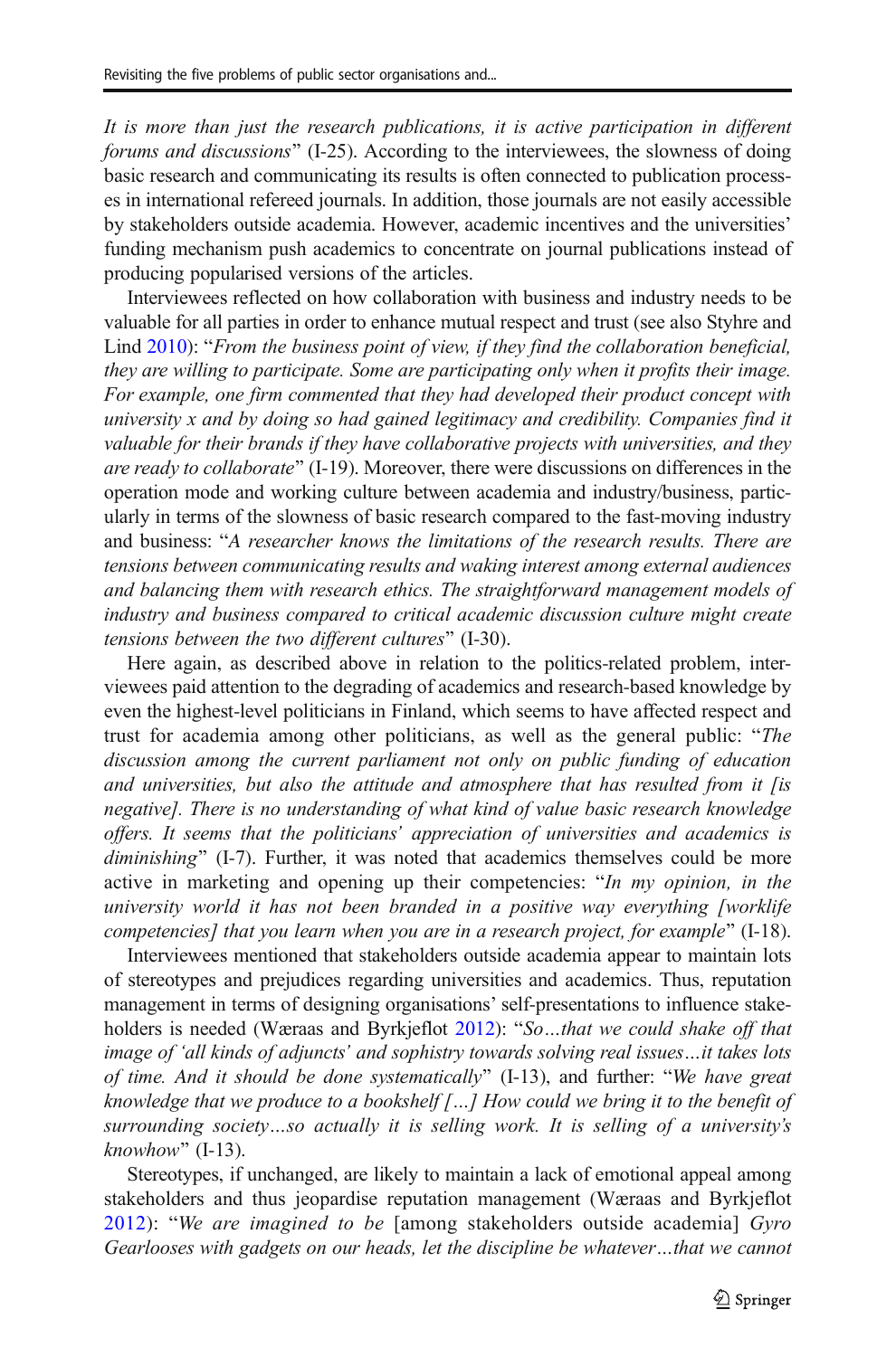*It is more than just the research publications, it is active participation in different forums and discussions*" (I-25). According to the interviewees, the slowness of doing basic research and communicating its results is often connected to publication processes in international refereed journals. In addition, those journals are not easily accessible by stakeholders outside academia. However, academic incentives and the universities' funding mechanism push academics to concentrate on journal publications instead of producing popularised versions of the articles.

Interviewees reflected on how collaboration with business and industry needs to be valuable for all parties in order to enhance mutual respect and trust (see also Styhre and Lind 2010): "*From the business point of view, if they find the collaboration beneficial, they are willing to participate. Some are participating only when it profits their image. For example, one firm commented that they had developed their product concept with university x and by doing so had gained legitimacy and credibility. Companies find it valuable for their brands if they have collaborative projects with universities, and they are ready to collaborate*" (I-19). Moreover, there were discussions on differences in the operation mode and working culture between academia and industry/business, particularly in terms of the slowness of basic research compared to the fast-moving industry and business: "*A researcher knows the limitations of the research results. There are tensions between communicating results and waking interest among external audiences and balancing them with research ethics. The straightforward management models of industry and business compared to critical academic discussion culture might create tensions between the two different cultures*" (I-30).

Here again, as described above in relation to the politics-related problem, interviewees paid attention to the degrading of academics and research-based knowledge by even the highest-level politicians in Finland, which seems to have affected respect and trust for academia among other politicians, as well as the general public: "*The discussion among the current parliament not only on public funding of education and universities, but also the attitude and atmosphere that has resulted from it [is negative]. There is no understanding of what kind of value basic research knowledge offers. It seems that the politicians' appreciation of universities and academics is diminishing*" (I-7). Further, it was noted that academics themselves could be more active in marketing and opening up their competencies: "*In my opinion, in the university world it has not been branded in a positive way everything [worklife competencies] that you learn when you are in a research project, for example*" (I-18).

Interviewees mentioned that stakeholders outside academia appear to maintain lots of stereotypes and prejudices regarding universities and academics. Thus, reputation management in terms of designing organisations' self-presentations to influence stakeholders is needed (Wæraas and Byrkjeflot 2012): "*So…that we could shake off that image of 'all kinds of adjuncts' and sophistry towards solving real issues…it takes lots of time. And it should be done systematically*" (I-13), and further: "*We have great knowledge that we produce to a bookshelf […] How could we bring it to the benefit of surrounding society…so actually it is selling work. It is selling of a university's knowhow*" (I-13).

Stereotypes, if unchanged, are likely to maintain a lack of emotional appeal among stakeholders and thus jeopardise reputation management (Wæraas and Byrkjeflot 2012): "*We are imagined to be* [among stakeholders outside academia] *Gyro Gearlooses with gadgets on our heads, let the discipline be whatever…that we cannot*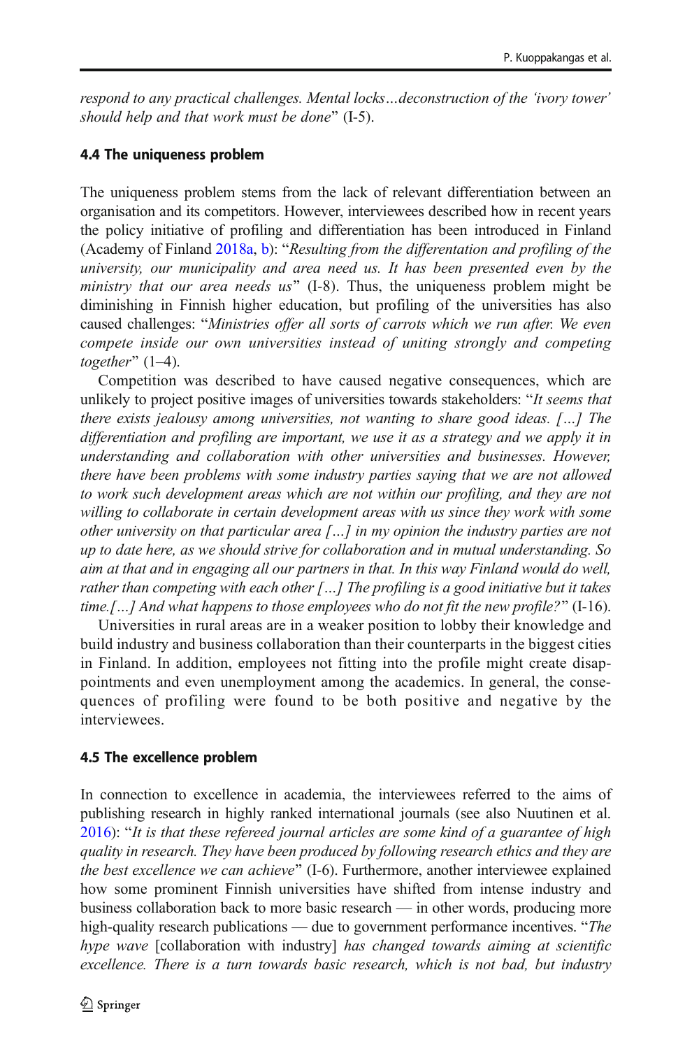*respond to any practical challenges. Mental locks…deconstruction of the 'ivory tower' should help and that work must be done*" (I-5).

### 4.4 The uniqueness problem

The uniqueness problem stems from the lack of relevant differentiation between an organisation and its competitors. However, interviewees described how in recent years the policy initiative of profiling and differentiation has been introduced in Finland (Academy of Finland 2018a, b): "*Resulting from the differentation and profiling of the university, our municipality and area need us. It has been presented even by the ministry that our area needs us*" (I-8). Thus, the uniqueness problem might be diminishing in Finnish higher education, but profiling of the universities has also caused challenges: "*Ministries offer all sorts of carrots which we run after. We even compete inside our own universities instead of uniting strongly and competing together*" (1–4).

Competition was described to have caused negative consequences, which are unlikely to project positive images of universities towards stakeholders: "*It seems that there exists jealousy among universities, not wanting to share good ideas. […] The differentiation and profiling are important, we use it as a strategy and we apply it in understanding and collaboration with other universities and businesses. However, there have been problems with some industry parties saying that we are not allowed to work such development areas which are not within our profiling, and they are not willing to collaborate in certain development areas with us since they work with some other university on that particular area […] in my opinion the industry parties are not up to date here, as we should strive for collaboration and in mutual understanding. So aim at that and in engaging all our partners in that. In this way Finland would do well, rather than competing with each other […] The profiling is a good initiative but it takes time.[…] And what happens to those employees who do not fit the new profile?*" (I-16).

Universities in rural areas are in a weaker position to lobby their knowledge and build industry and business collaboration than their counterparts in the biggest cities in Finland. In addition, employees not fitting into the profile might create disappointments and even unemployment among the academics. In general, the consequences of profiling were found to be both positive and negative by the interviewees.

### 4.5 The excellence problem

In connection to excellence in academia, the interviewees referred to the aims of publishing research in highly ranked international journals (see also Nuutinen et al. 2016): "*It is that these refereed journal articles are some kind of a guarantee of high quality in research. They have been produced by following research ethics and they are the best excellence we can achieve*" (I-6). Furthermore, another interviewee explained how some prominent Finnish universities have shifted from intense industry and business collaboration back to more basic research — in other words, producing more high-quality research publications — due to government performance incentives. "*The hype wave* [collaboration with industry] *has changed towards aiming at scientific excellence. There is a turn towards basic research, which is not bad, but industry*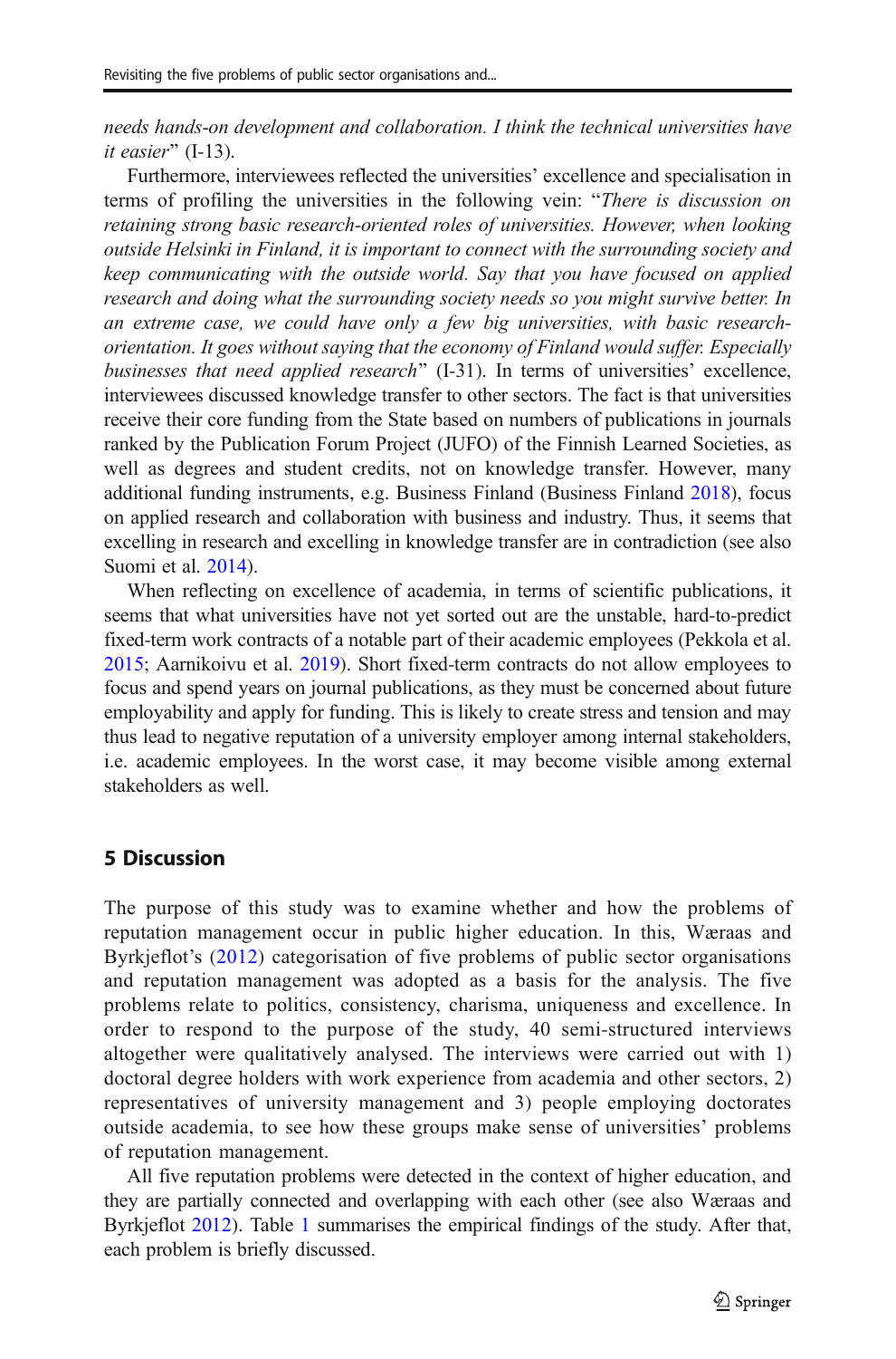*needs hands-on development and collaboration. I think the technical universities have it easier*" (I-13).

Furthermore, interviewees reflected the universities' excellence and specialisation in terms of profiling the universities in the following vein: "*There is discussion on retaining strong basic research-oriented roles of universities. However, when looking outside Helsinki in Finland, it is important to connect with the surrounding society and keep communicating with the outside world. Say that you have focused on applied research and doing what the surrounding society needs so you might survive better. In an extreme case, we could have only a few big universities, with basic research-orientation. It goes without saying that the economy of Finland would suffer. Especially businesses that need applied research*" (I-31). In terms of universities' excellence, interviewees discussed knowledge transfer to other sectors. The fact is that universities receive their core funding from the State based on numbers of publications in journals ranked by the Publication Forum Project (JUFO) of the Finnish Learned Societies, as well as degrees and student credits, not on knowledge transfer. However, many additional funding instruments, e.g. Business Finland (Business Finland 2018), focus on applied research and collaboration with business and industry. Thus, it seems that excelling in research and excelling in knowledge transfer are in contradiction (see also Suomi et al. 2014).

When reflecting on excellence of academia, in terms of scientific publications, it seems that what universities have not yet sorted out are the unstable, hard-to-predict fixed-term work contracts of a notable part of their academic employees (Pekkola et al. 2015; Aarnikoivu et al. 2019). Short fixed-term contracts do not allow employees to focus and spend years on journal publications, as they must be concerned about future employability and apply for funding. This is likely to create stress and tension and may thus lead to negative reputation of a university employer among internal stakeholders, i.e. academic employees. In the worst case, it may become visible among external stakeholders as well.

## 5 Discussion

The purpose of this study was to examine whether and how the problems of reputation management occur in public higher education. In this, Wæraas and Byrkjeflot's (2012) categorisation of five problems of public sector organisations and reputation management was adopted as a basis for the analysis. The five problems relate to politics, consistency, charisma, uniqueness and excellence. In order to respond to the purpose of the study, 40 semi-structured interviews altogether were qualitatively analysed. The interviews were carried out with 1) doctoral degree holders with work experience from academia and other sectors, 2) representatives of university management and 3) people employing doctorates outside academia, to see how these groups make sense of universities' problems of reputation management.

All five reputation problems were detected in the context of higher education, and they are partially connected and overlapping with each other (see also Wæraas and Byrkjeflot 2012). Table 1 summarises the empirical findings of the study. After that, each problem is briefly discussed.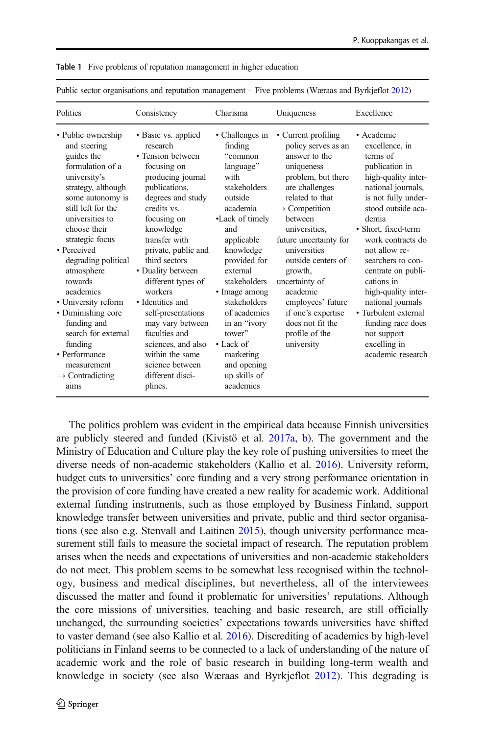**Table 1** Five problems of reputation management in higher education

| Public sector organisations and reputation management – Five problems (Wæraas and Byrkjeflot 2012) | | | | |
|---|---|---|---|---|
| Politics | Consistency | Charisma | Uniqueness | Excellence |
| • Public ownership and steering guides the formulation of a university's strategy, although some autonomy is still left for the universities to choose their strategic focus<br>• Perceived degrading political atmosphere towards academics<br>• University reform<br>• Diminishing core funding and search for external funding<br>• Performance measurement<br>→ Contradicting aims | • Basic vs. applied research<br>• Tension between focusing on producing journal publications, degrees and study credits vs. focusing on knowledge transfer with private, public and third sectors<br>• Duality between different types of workers<br>• Identities and self-presentations may vary between faculties and sciences, and also within the same science between different disciplines. | • Challenges in finding "common language" with stakeholders outside academia<br>•Lack of timely and applicable knowledge provided for external stakeholders<br>• Image among stakeholders of academics in an "ivory tower"<br>• Lack of marketing and opening up skills of academics | • Current profiling policy serves as an answer to the uniqueness problem, but there are challenges related to that<br>→ Competition between universities, future uncertainty for universities outside centers of growth, uncertainty of academic employees' future if one's expertise does not fit the profile of the university | • Academic excellence, in terms of publication in high-quality international journals, is not fully understood outside academia<br>• Short, fixed-term work contracts do not allow researchers to concentrate on publications in high-quality international journals<br>• Turbulent external funding race does not support excelling in academic research |

The politics problem was evident in the empirical data because Finnish universities are publicly steered and funded (Kivistö et al. 2017a, b). The government and the Ministry of Education and Culture play the key role of pushing universities to meet the diverse needs of non-academic stakeholders (Kallio et al. 2016). University reform, budget cuts to universities' core funding and a very strong performance orientation in the provision of core funding have created a new reality for academic work. Additional external funding instruments, such as those employed by Business Finland, support knowledge transfer between universities and private, public and third sector organisations (see also e.g. Stenvall and Laitinen 2015), though university performance measurement still fails to measure the societal impact of research. The reputation problem arises when the needs and expectations of universities and non-academic stakeholders do not meet. This problem seems to be somewhat less recognised within the technology, business and medical disciplines, but nevertheless, all of the interviewees discussed the matter and found it problematic for universities' reputations. Although the core missions of universities, teaching and basic research, are still officially unchanged, the surrounding societies' expectations towards universities have shifted to vaster demand (see also Kallio et al. 2016). Discrediting of academics by high-level politicians in Finland seems to be connected to a lack of understanding of the nature of academic work and the role of basic research in building long-term wealth and knowledge in society (see also Wæraas and Byrkjeflot 2012). This degrading is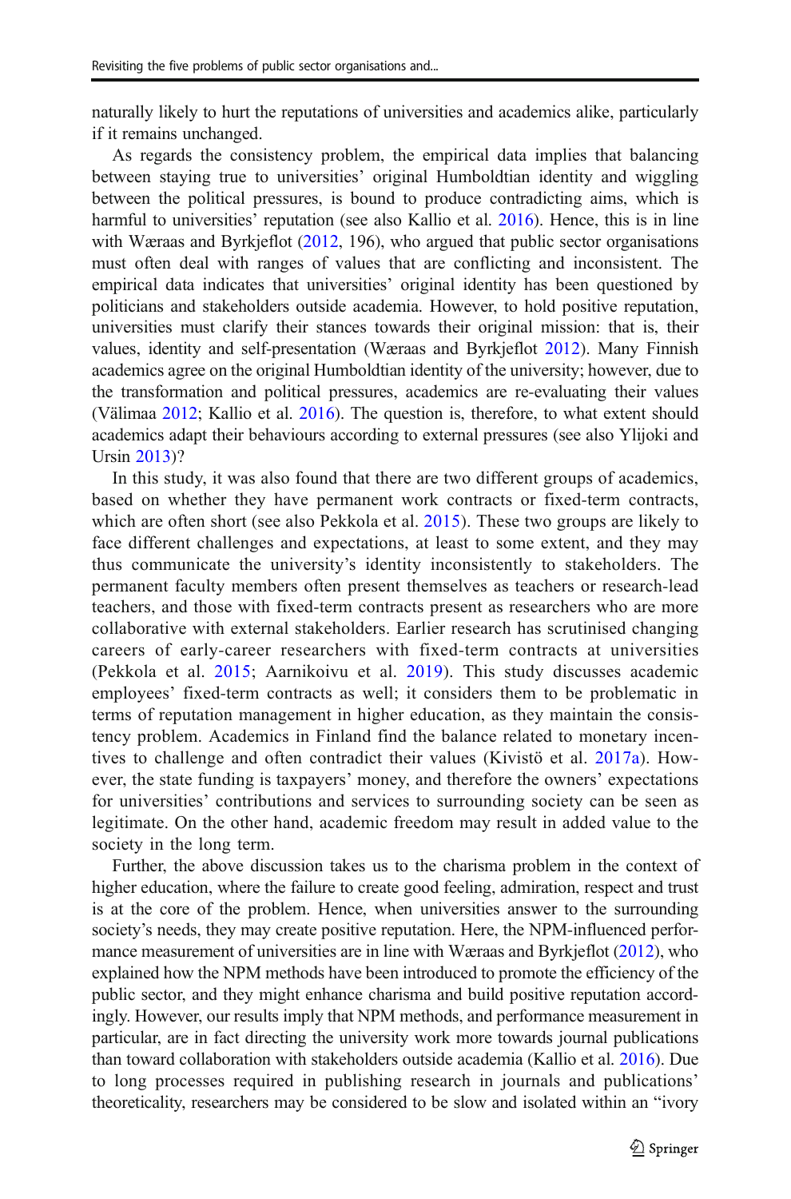naturally likely to hurt the reputations of universities and academics alike, particularly if it remains unchanged.

As regards the consistency problem, the empirical data implies that balancing between staying true to universities' original Humboldtian identity and wiggling between the political pressures, is bound to produce contradicting aims, which is harmful to universities' reputation (see also Kallio et al. 2016). Hence, this is in line with Wæraas and Byrkjeflot (2012, 196), who argued that public sector organisations must often deal with ranges of values that are conflicting and inconsistent. The empirical data indicates that universities' original identity has been questioned by politicians and stakeholders outside academia. However, to hold positive reputation, universities must clarify their stances towards their original mission: that is, their values, identity and self-presentation (Wæraas and Byrkjeflot 2012). Many Finnish academics agree on the original Humboldtian identity of the university; however, due to the transformation and political pressures, academics are re-evaluating their values (Välimaa 2012; Kallio et al. 2016). The question is, therefore, to what extent should academics adapt their behaviours according to external pressures (see also Ylijoki and Ursin 2013)?

In this study, it was also found that there are two different groups of academics, based on whether they have permanent work contracts or fixed-term contracts, which are often short (see also Pekkola et al. 2015). These two groups are likely to face different challenges and expectations, at least to some extent, and they may thus communicate the university's identity inconsistently to stakeholders. The permanent faculty members often present themselves as teachers or research-lead teachers, and those with fixed-term contracts present as researchers who are more collaborative with external stakeholders. Earlier research has scrutinised changing careers of early-career researchers with fixed-term contracts at universities (Pekkola et al. 2015; Aarnikoivu et al. 2019). This study discusses academic employees' fixed-term contracts as well; it considers them to be problematic in terms of reputation management in higher education, as they maintain the consistency problem. Academics in Finland find the balance related to monetary incentives to challenge and often contradict their values (Kivistö et al. 2017a). However, the state funding is taxpayers' money, and therefore the owners' expectations for universities' contributions and services to surrounding society can be seen as legitimate. On the other hand, academic freedom may result in added value to the society in the long term.

Further, the above discussion takes us to the charisma problem in the context of higher education, where the failure to create good feeling, admiration, respect and trust is at the core of the problem. Hence, when universities answer to the surrounding society's needs, they may create positive reputation. Here, the NPM-influenced performance measurement of universities are in line with Wæraas and Byrkjeflot (2012), who explained how the NPM methods have been introduced to promote the efficiency of the public sector, and they might enhance charisma and build positive reputation accordingly. However, our results imply that NPM methods, and performance measurement in particular, are in fact directing the university work more towards journal publications than toward collaboration with stakeholders outside academia (Kallio et al. 2016). Due to long processes required in publishing research in journals and publications' theoreticality, researchers may be considered to be slow and isolated within an "ivory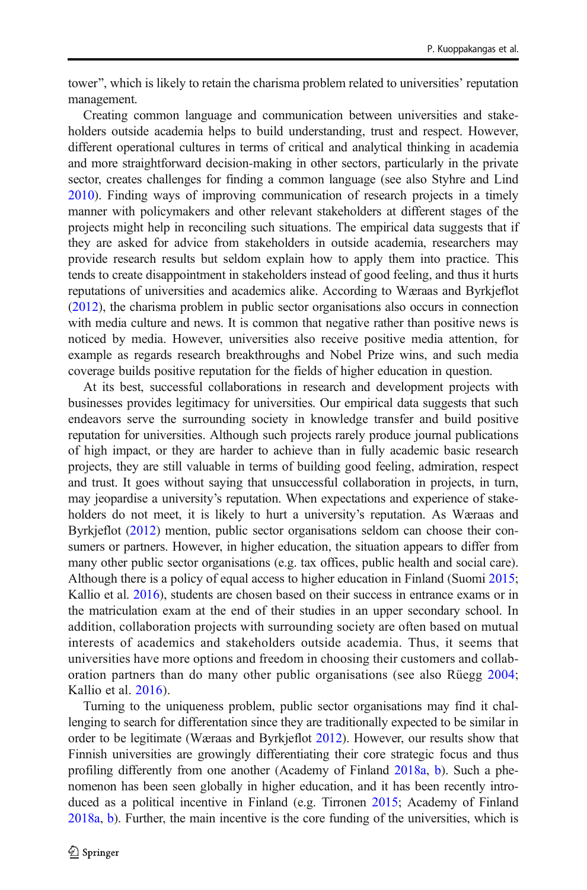tower", which is likely to retain the charisma problem related to universities' reputation management.

Creating common language and communication between universities and stakeholders outside academia helps to build understanding, trust and respect. However, different operational cultures in terms of critical and analytical thinking in academia and more straightforward decision-making in other sectors, particularly in the private sector, creates challenges for finding a common language (see also Styhre and Lind 2010). Finding ways of improving communication of research projects in a timely manner with policymakers and other relevant stakeholders at different stages of the projects might help in reconciling such situations. The empirical data suggests that if they are asked for advice from stakeholders in outside academia, researchers may provide research results but seldom explain how to apply them into practice. This tends to create disappointment in stakeholders instead of good feeling, and thus it hurts reputations of universities and academics alike. According to Wæraas and Byrkjeflot (2012), the charisma problem in public sector organisations also occurs in connection with media culture and news. It is common that negative rather than positive news is noticed by media. However, universities also receive positive media attention, for example as regards research breakthroughs and Nobel Prize wins, and such media coverage builds positive reputation for the fields of higher education in question.

At its best, successful collaborations in research and development projects with businesses provides legitimacy for universities. Our empirical data suggests that such endeavors serve the surrounding society in knowledge transfer and build positive reputation for universities. Although such projects rarely produce journal publications of high impact, or they are harder to achieve than in fully academic basic research projects, they are still valuable in terms of building good feeling, admiration, respect and trust. It goes without saying that unsuccessful collaboration in projects, in turn, may jeopardise a university's reputation. When expectations and experience of stakeholders do not meet, it is likely to hurt a university's reputation. As Wæraas and Byrkjeflot (2012) mention, public sector organisations seldom can choose their consumers or partners. However, in higher education, the situation appears to differ from many other public sector organisations (e.g. tax offices, public health and social care). Although there is a policy of equal access to higher education in Finland (Suomi 2015; Kallio et al. 2016), students are chosen based on their success in entrance exams or in the matriculation exam at the end of their studies in an upper secondary school. In addition, collaboration projects with surrounding society are often based on mutual interests of academics and stakeholders outside academia. Thus, it seems that universities have more options and freedom in choosing their customers and collaboration partners than do many other public organisations (see also Rüegg 2004; Kallio et al. 2016).

Turning to the uniqueness problem, public sector organisations may find it challenging to search for differentation since they are traditionally expected to be similar in order to be legitimate (Wæraas and Byrkjeflot 2012). However, our results show that Finnish universities are growingly differentiating their core strategic focus and thus profiling differently from one another (Academy of Finland 2018a, b). Such a phenomenon has been seen globally in higher education, and it has been recently introduced as a political incentive in Finland (e.g. Tirronen 2015; Academy of Finland 2018a, b). Further, the main incentive is the core funding of the universities, which is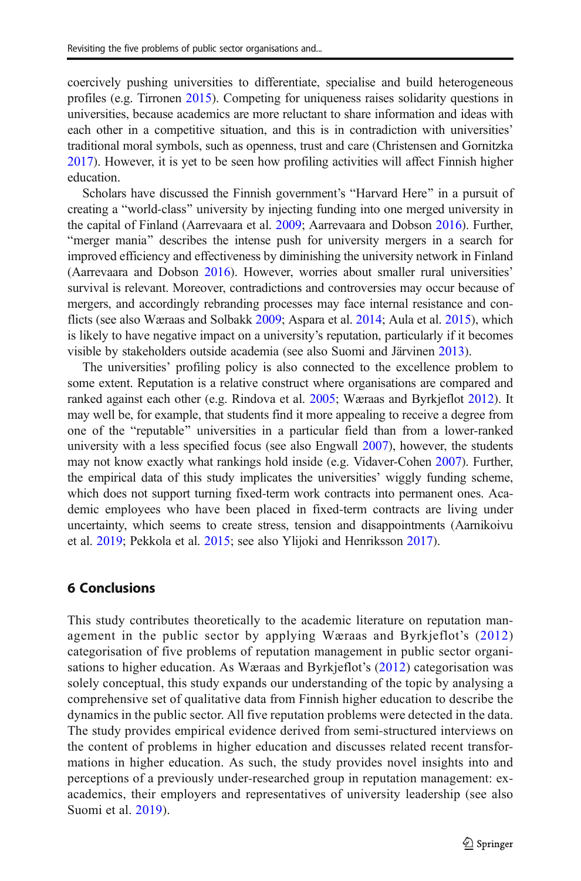coercively pushing universities to differentiate, specialise and build heterogeneous profiles (e.g. Tirronen 2015). Competing for uniqueness raises solidarity questions in universities, because academics are more reluctant to share information and ideas with each other in a competitive situation, and this is in contradiction with universities' traditional moral symbols, such as openness, trust and care (Christensen and Gornitzka 2017). However, it is yet to be seen how profiling activities will affect Finnish higher education.

Scholars have discussed the Finnish government's "Harvard Here" in a pursuit of creating a "world-class" university by injecting funding into one merged university in the capital of Finland (Aarrevaara et al. 2009; Aarrevaara and Dobson 2016). Further, "merger mania" describes the intense push for university mergers in a search for improved efficiency and effectiveness by diminishing the university network in Finland (Aarrevaara and Dobson 2016). However, worries about smaller rural universities' survival is relevant. Moreover, contradictions and controversies may occur because of mergers, and accordingly rebranding processes may face internal resistance and conflicts (see also Wæraas and Solbakk 2009; Aspara et al. 2014; Aula et al. 2015), which is likely to have negative impact on a university's reputation, particularly if it becomes visible by stakeholders outside academia (see also Suomi and Järvinen 2013).

The universities' profiling policy is also connected to the excellence problem to some extent. Reputation is a relative construct where organisations are compared and ranked against each other (e.g. Rindova et al. 2005; Wæraas and Byrkjeflot 2012). It may well be, for example, that students find it more appealing to receive a degree from one of the "reputable" universities in a particular field than from a lower-ranked university with a less specified focus (see also Engwall 2007), however, the students may not know exactly what rankings hold inside (e.g. Vidaver-Cohen 2007). Further, the empirical data of this study implicates the universities' wiggly funding scheme, which does not support turning fixed-term work contracts into permanent ones. Academic employees who have been placed in fixed-term contracts are living under uncertainty, which seems to create stress, tension and disappointments (Aarnikoivu et al. 2019; Pekkola et al. 2015; see also Ylijoki and Henriksson 2017).

## 6 Conclusions

This study contributes theoretically to the academic literature on reputation management in the public sector by applying Wæraas and Byrkjeflot's (2012) categorisation of five problems of reputation management in public sector organisations to higher education. As Wæraas and Byrkjeflot's (2012) categorisation was solely conceptual, this study expands our understanding of the topic by analysing a comprehensive set of qualitative data from Finnish higher education to describe the dynamics in the public sector. All five reputation problems were detected in the data. The study provides empirical evidence derived from semi-structured interviews on the content of problems in higher education and discusses related recent transformations in higher education. As such, the study provides novel insights into and perceptions of a previously under-researched group in reputation management: ex-academics, their employers and representatives of university leadership (see also Suomi et al. 2019).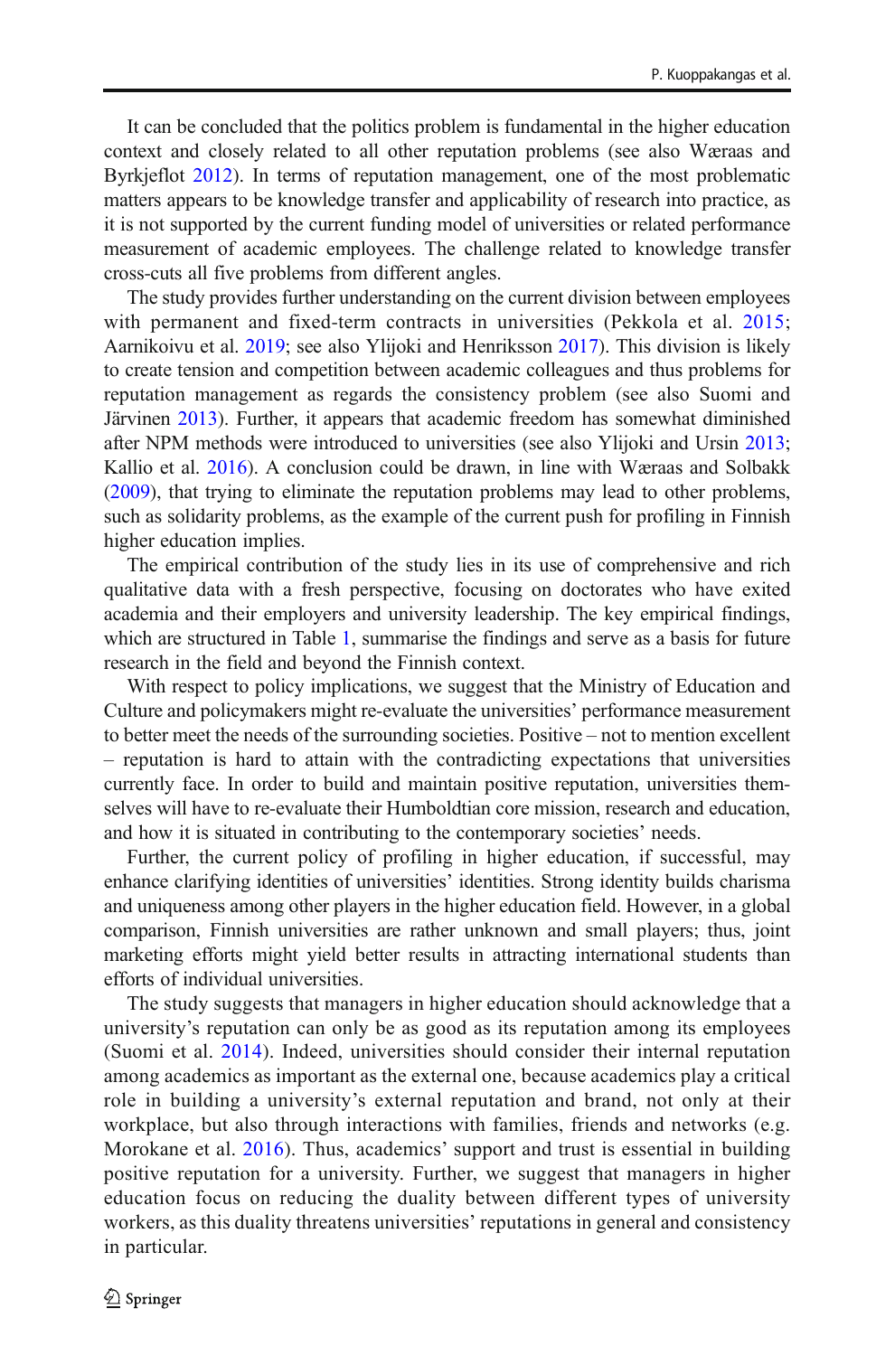It can be concluded that the politics problem is fundamental in the higher education context and closely related to all other reputation problems (see also Wæraas and Byrkjeflot 2012). In terms of reputation management, one of the most problematic matters appears to be knowledge transfer and applicability of research into practice, as it is not supported by the current funding model of universities or related performance measurement of academic employees. The challenge related to knowledge transfer cross-cuts all five problems from different angles.

The study provides further understanding on the current division between employees with permanent and fixed-term contracts in universities (Pekkola et al. 2015; Aarnikoivu et al. 2019; see also Ylijoki and Henriksson 2017). This division is likely to create tension and competition between academic colleagues and thus problems for reputation management as regards the consistency problem (see also Suomi and Järvinen 2013). Further, it appears that academic freedom has somewhat diminished after NPM methods were introduced to universities (see also Ylijoki and Ursin 2013; Kallio et al. 2016). A conclusion could be drawn, in line with Wæraas and Solbakk (2009), that trying to eliminate the reputation problems may lead to other problems, such as solidarity problems, as the example of the current push for profiling in Finnish higher education implies.

The empirical contribution of the study lies in its use of comprehensive and rich qualitative data with a fresh perspective, focusing on doctorates who have exited academia and their employers and university leadership. The key empirical findings, which are structured in Table 1, summarise the findings and serve as a basis for future research in the field and beyond the Finnish context.

With respect to policy implications, we suggest that the Ministry of Education and Culture and policymakers might re-evaluate the universities' performance measurement to better meet the needs of the surrounding societies. Positive – not to mention excellent – reputation is hard to attain with the contradicting expectations that universities currently face. In order to build and maintain positive reputation, universities themselves will have to re-evaluate their Humboldtian core mission, research and education, and how it is situated in contributing to the contemporary societies' needs.

Further, the current policy of profiling in higher education, if successful, may enhance clarifying identities of universities' identities. Strong identity builds charisma and uniqueness among other players in the higher education field. However, in a global comparison, Finnish universities are rather unknown and small players; thus, joint marketing efforts might yield better results in attracting international students than efforts of individual universities.

The study suggests that managers in higher education should acknowledge that a university's reputation can only be as good as its reputation among its employees (Suomi et al. 2014). Indeed, universities should consider their internal reputation among academics as important as the external one, because academics play a critical role in building a university's external reputation and brand, not only at their workplace, but also through interactions with families, friends and networks (e.g. Morokane et al. 2016). Thus, academics' support and trust is essential in building positive reputation for a university. Further, we suggest that managers in higher education focus on reducing the duality between different types of university workers, as this duality threatens universities' reputations in general and consistency in particular.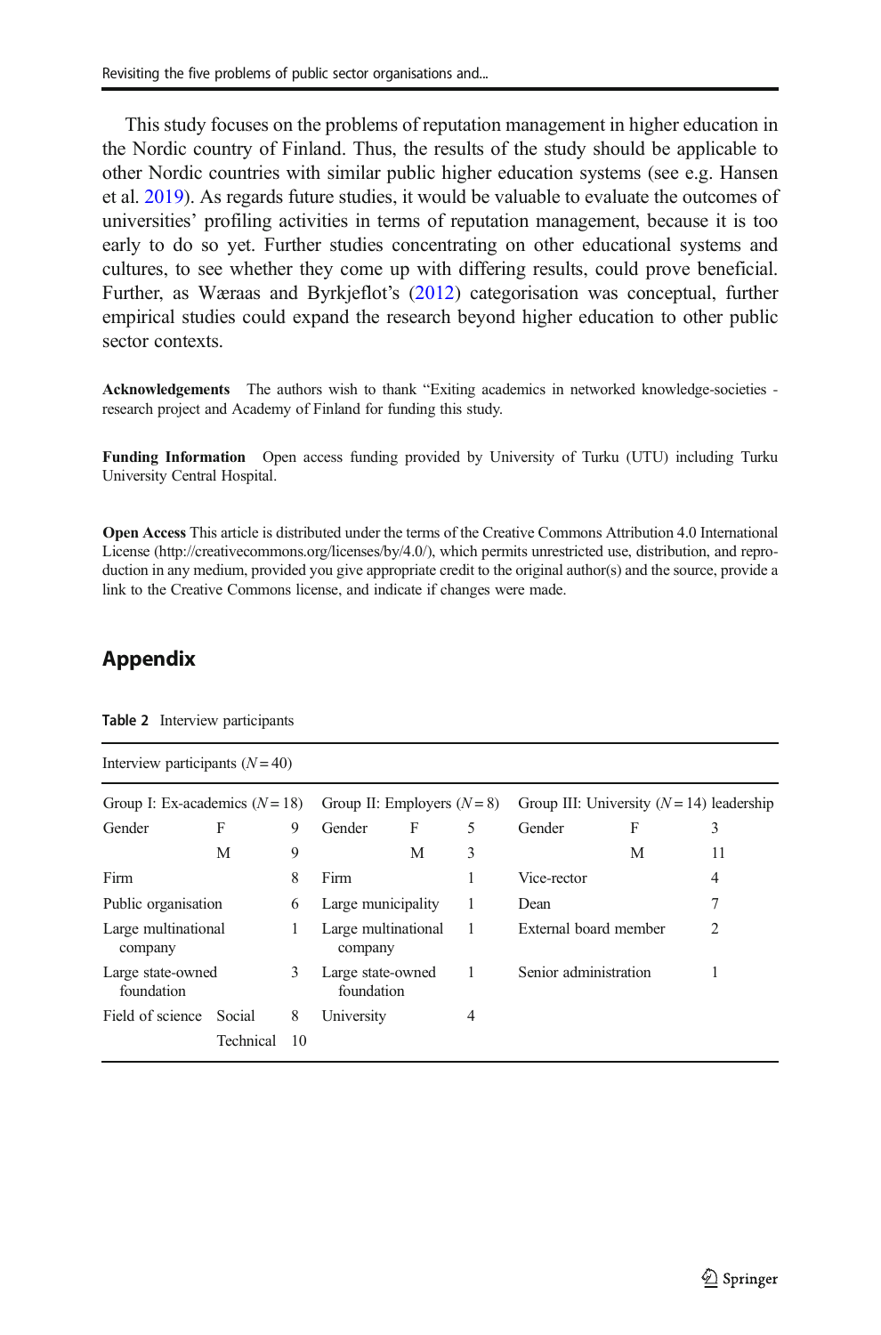This study focuses on the problems of reputation management in higher education in the Nordic country of Finland. Thus, the results of the study should be applicable to other Nordic countries with similar public higher education systems (see e.g. Hansen et al. 2019). As regards future studies, it would be valuable to evaluate the outcomes of universities' profiling activities in terms of reputation management, because it is too early to do so yet. Further studies concentrating on other educational systems and cultures, to see whether they come up with differing results, could prove beneficial. Further, as Wæraas and Byrkjeflot's (2012) categorisation was conceptual, further empirical studies could expand the research beyond higher education to other public sector contexts.

**Acknowledgements** The authors wish to thank "Exiting academics in networked knowledge-societies - research project and Academy of Finland for funding this study.

**Funding Information** Open access funding provided by University of Turku (UTU) including Turku University Central Hospital.

**Open Access** This article is distributed under the terms of the Creative Commons Attribution 4.0 International License (http://creativecommons.org/licenses/by/4.0/), which permits unrestricted use, distribution, and reproduction in any medium, provided you give appropriate credit to the original author(s) and the source, provide a link to the Creative Commons license, and indicate if changes were made.

## Appendix

**Table 2** Interview participants

| Interview participants ($N = 40$) | | | | | | | | |
|---|---|---|---|---|---|---|---|---|
| Group I: Ex-academics ($N = 18$) | | | Group II: Employers ($N = 8$) | | | Group III: University ($N = 14$) leadership | | |
| Gender | F | 9 | Gender | F | 5 | Gender | F | 3 |
| | M | 9 | | M | 3 | | M | 11 |
| Firm | | 8 | Firm | | 1 | Vice-rector | | 4 |
| Public organisation | | 6 | Large municipality | | 1 | Dean | | 7 |
| Large multinational company | | 1 | Large multinational company | | 1 | External board member | | 2 |
| Large state-owned foundation | | 3 | Large state-owned foundation | | 1 | Senior administration | | 1 |
| Field of science | Social | 8 | University | | 4 | | | |
| | Technical | 10 | | | | | | |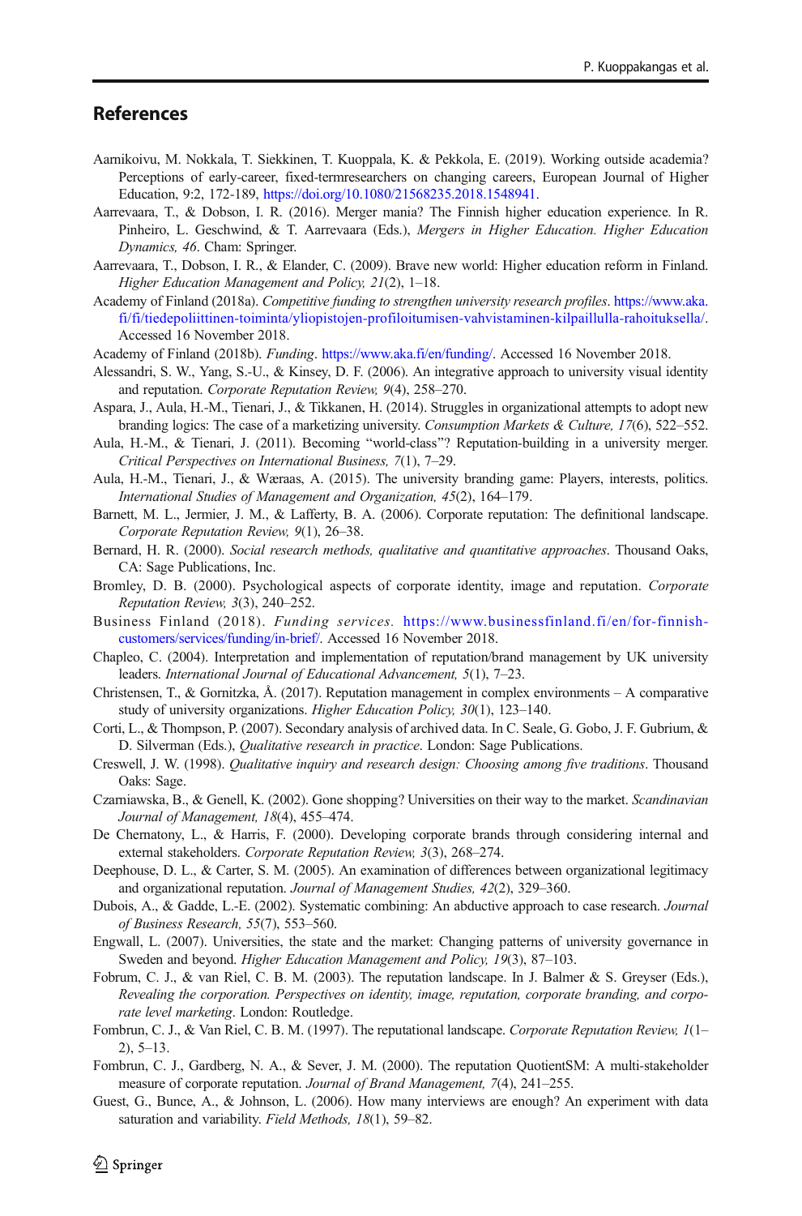## References

Aarnikoivu, M. Nokkala, T. Siekkinen, T. Kuoppala, K. & Pekkola, E. (2019). Working outside academia? Perceptions of early-career, fixed-termresearchers on changing careers, European Journal of Higher Education, 9:2, 172-189, https://doi.org/10.1080/21568235.2018.1548941.

Aarrevaara, T., & Dobson, I. R. (2016). Merger mania? The Finnish higher education experience. In R. Pinheiro, L. Geschwind, & T. Aarrevaara (Eds.), *Mergers in Higher Education. Higher Education Dynamics, 46*. Cham: Springer.

Aarrevaara, T., Dobson, I. R., & Elander, C. (2009). Brave new world: Higher education reform in Finland. *Higher Education Management and Policy, 21*(2), 1–18.

Academy of Finland (2018a). *Competitive funding to strengthen university research profiles*. https://www.aka.fi/fi/tiedepoliittinen-toiminta/yliopistojen-profiloitumisen-vahvistaminen-kilpaillulla-rahoituksella/. Accessed 16 November 2018.

Academy of Finland (2018b). *Funding*. https://www.aka.fi/en/funding/. Accessed 16 November 2018.

Alessandri, S. W., Yang, S.-U., & Kinsey, D. F. (2006). An integrative approach to university visual identity and reputation. *Corporate Reputation Review, 9*(4), 258–270.

Aspara, J., Aula, H.-M., Tienari, J., & Tikkanen, H. (2014). Struggles in organizational attempts to adopt new branding logics: The case of a marketizing university. *Consumption Markets & Culture, 17*(6), 522–552.

Aula, H.-M., & Tienari, J. (2011). Becoming "world-class"? Reputation-building in a university merger. *Critical Perspectives on International Business, 7*(1), 7–29.

Aula, H.-M., Tienari, J., & Wæraas, A. (2015). The university branding game: Players, interests, politics. *International Studies of Management and Organization, 45*(2), 164–179.

Barnett, M. L., Jermier, J. M., & Lafferty, B. A. (2006). Corporate reputation: The definitional landscape. *Corporate Reputation Review, 9*(1), 26–38.

Bernard, H. R. (2000). *Social research methods, qualitative and quantitative approaches*. Thousand Oaks, CA: Sage Publications, Inc.

Bromley, D. B. (2000). Psychological aspects of corporate identity, image and reputation. *Corporate Reputation Review, 3*(3), 240–252.

Business Finland (2018). *Funding services*. https://www.businessfinland.fi/en/for-finnish-customers/services/funding/in-brief/. Accessed 16 November 2018.

Chapleo, C. (2004). Interpretation and implementation of reputation/brand management by UK university leaders. *International Journal of Educational Advancement, 5*(1), 7–23.

Christensen, T., & Gornitzka, Å. (2017). Reputation management in complex environments – A comparative study of university organizations. *Higher Education Policy, 30*(1), 123–140.

Corti, L., & Thompson, P. (2007). Secondary analysis of archived data. In C. Seale, G. Gobo, J. F. Gubrium, & D. Silverman (Eds.), *Qualitative research in practice*. London: Sage Publications.

Creswell, J. W. (1998). *Qualitative inquiry and research design: Choosing among five traditions*. Thousand Oaks: Sage.

Czarniawska, B., & Genell, K. (2002). Gone shopping? Universities on their way to the market. *Scandinavian Journal of Management, 18*(4), 455–474.

De Chernatony, L., & Harris, F. (2000). Developing corporate brands through considering internal and external stakeholders. *Corporate Reputation Review, 3*(3), 268–274.

Deephouse, D. L., & Carter, S. M. (2005). An examination of differences between organizational legitimacy and organizational reputation. *Journal of Management Studies, 42*(2), 329–360.

Dubois, A., & Gadde, L.-E. (2002). Systematic combining: An abductive approach to case research. *Journal of Business Research, 55*(7), 553–560.

Engwall, L. (2007). Universities, the state and the market: Changing patterns of university governance in Sweden and beyond. *Higher Education Management and Policy, 19*(3), 87–103.

Fobrum, C. J., & van Riel, C. B. M. (2003). The reputation landscape. In J. Balmer & S. Greyser (Eds.), *Revealing the corporation. Perspectives on identity, image, reputation, corporate branding, and corporate level marketing*. London: Routledge.

Fombrun, C. J., & Van Riel, C. B. M. (1997). The reputational landscape. *Corporate Reputation Review, 1*(1–2), 5–13.

Fombrun, C. J., Gardberg, N. A., & Sever, J. M. (2000). The reputation QuotientSM: A multi-stakeholder measure of corporate reputation. *Journal of Brand Management, 7*(4), 241–255.

Guest, G., Bunce, A., & Johnson, L. (2006). How many interviews are enough? An experiment with data saturation and variability. *Field Methods, 18*(1), 59–82.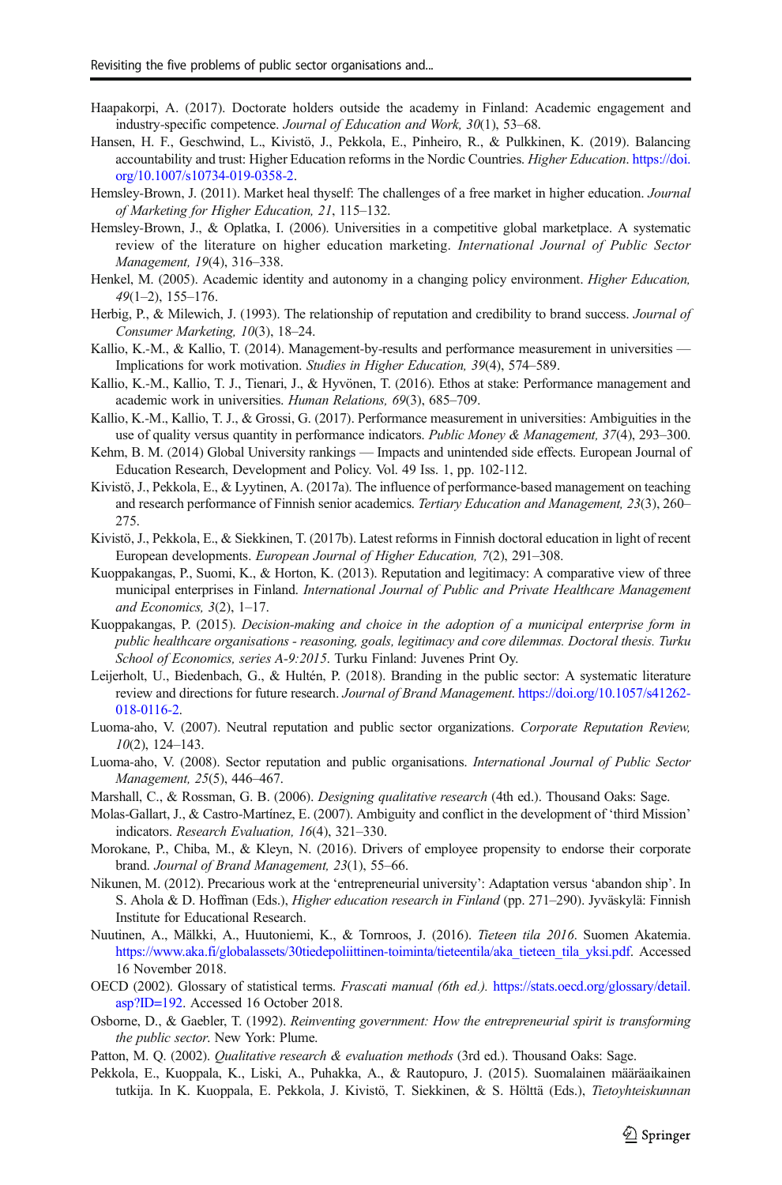Haapakorpi, A. (2017). Doctorate holders outside the academy in Finland: Academic engagement and industry-specific competence. *Journal of Education and Work, 30*(1), 53–68.

Hansen, H. F., Geschwind, L., Kivistö, J., Pekkola, E., Pinheiro, R., & Pulkkinen, K. (2019). Balancing accountability and trust: Higher Education reforms in the Nordic Countries. *Higher Education*. https://doi.org/10.1007/s10734-019-0358-2.

Hemsley-Brown, J. (2011). Market heal thyself: The challenges of a free market in higher education. *Journal of Marketing for Higher Education, 21*, 115–132.

Hemsley-Brown, J., & Oplatka, I. (2006). Universities in a competitive global marketplace. A systematic review of the literature on higher education marketing. *International Journal of Public Sector Management, 19*(4), 316–338.

Henkel, M. (2005). Academic identity and autonomy in a changing policy environment. *Higher Education, 49*(1–2), 155–176.

Herbig, P., & Milewich, J. (1993). The relationship of reputation and credibility to brand success. *Journal of Consumer Marketing, 10*(3), 18–24.

Kallio, K.-M., & Kallio, T. (2014). Management-by-results and performance measurement in universities — Implications for work motivation. *Studies in Higher Education, 39*(4), 574–589.

Kallio, K.-M., Kallio, T. J., Tienari, J., & Hyvönen, T. (2016). Ethos at stake: Performance management and academic work in universities. *Human Relations, 69*(3), 685–709.

Kallio, K.-M., Kallio, T. J., & Grossi, G. (2017). Performance measurement in universities: Ambiguities in the use of quality versus quantity in performance indicators. *Public Money & Management, 37*(4), 293–300.

Kehm, B. M. (2014) Global University rankings — Impacts and unintended side effects. European Journal of Education Research, Development and Policy. Vol. 49 Iss. 1, pp. 102-112.

Kivistö, J., Pekkola, E., & Lyytinen, A. (2017a). The influence of performance-based management on teaching and research performance of Finnish senior academics. *Tertiary Education and Management, 23*(3), 260–275.

Kivistö, J., Pekkola, E., & Siekkinen, T. (2017b). Latest reforms in Finnish doctoral education in light of recent European developments. *European Journal of Higher Education, 7*(2), 291–308.

Kuoppakangas, P., Suomi, K., & Horton, K. (2013). Reputation and legitimacy: A comparative view of three municipal enterprises in Finland. *International Journal of Public and Private Healthcare Management and Economics, 3*(2), 1–17.

Kuoppakangas, P. (2015). *Decision-making and choice in the adoption of a municipal enterprise form in public healthcare organisations - reasoning, goals, legitimacy and core dilemmas. Doctoral thesis. Turku School of Economics, series A-9:2015.* Turku Finland: Juvenes Print Oy.

Leijerholt, U., Biedenbach, G., & Hultén, P. (2018). Branding in the public sector: A systematic literature review and directions for future research. *Journal of Brand Management*. https://doi.org/10.1057/s41262-018-0116-2.

Luoma-aho, V. (2007). Neutral reputation and public sector organizations. *Corporate Reputation Review, 10*(2), 124–143.

Luoma-aho, V. (2008). Sector reputation and public organisations. *International Journal of Public Sector Management, 25*(5), 446–467.

Marshall, C., & Rossman, G. B. (2006). *Designing qualitative research* (4th ed.). Thousand Oaks: Sage.

Molas-Gallart, J., & Castro-Martínez, E. (2007). Ambiguity and conflict in the development of 'third Mission' indicators. *Research Evaluation, 16*(4), 321–330.

Morokane, P., Chiba, M., & Kleyn, N. (2016). Drivers of employee propensity to endorse their corporate brand. *Journal of Brand Management, 23*(1), 55–66.

Nikunen, M. (2012). Precarious work at the 'entrepreneurial university': Adaptation versus 'abandon ship'. In S. Ahola & D. Hoffman (Eds.), *Higher education research in Finland* (pp. 271–290). Jyväskylä: Finnish Institute for Educational Research.

Nuutinen, A., Mälkki, A., Huutoniemi, K., & Tornroos, J. (2016). *Tieteen tila 2016*. Suomen Akatemia. https://www.aka.fi/globalassets/30tiedepoliittinen-toiminta/tieteentila/aka_tieteen_tila_yksi.pdf. Accessed 16 November 2018.

OECD (2002). Glossary of statistical terms. *Frascati manual (6th ed.).* https://stats.oecd.org/glossary/detail.asp?ID=192. Accessed 16 October 2018.

Osborne, D., & Gaebler, T. (1992). *Reinventing government: How the entrepreneurial spirit is transforming the public sector*. New York: Plume.

Patton, M. Q. (2002). *Qualitative research & evaluation methods* (3rd ed.). Thousand Oaks: Sage.

Pekkola, E., Kuoppala, K., Liski, A., Puhakka, A., & Rautopuro, J. (2015). Suomalainen määräaikainen tutkija. In K. Kuoppala, E. Pekkola, J. Kivistö, T. Siekkinen, & S. Hölttä (Eds.), *Tietoyhteiskunnan*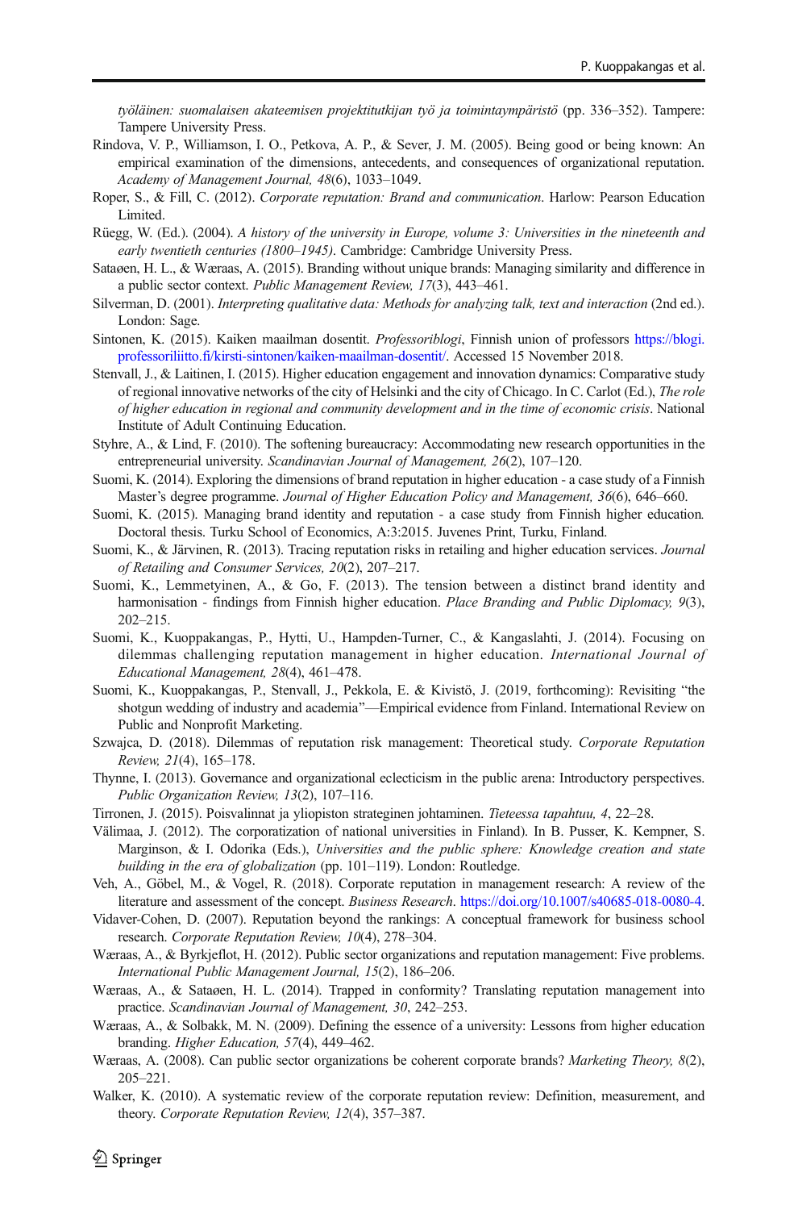*työläinen: suomalaisen akateemisen projektitutkijan työ ja toimintaympäristö* (pp. 336–352). Tampere: Tampere University Press.

Rindova, V. P., Williamson, I. O., Petkova, A. P., & Sever, J. M. (2005). Being good or being known: An empirical examination of the dimensions, antecedents, and consequences of organizational reputation. *Academy of Management Journal, 48*(6), 1033–1049.

Roper, S., & Fill, C. (2012). *Corporate reputation: Brand and communication*. Harlow: Pearson Education Limited.

Rüegg, W. (Ed.). (2004). *A history of the university in Europe, volume 3: Universities in the nineteenth and early twentieth centuries (1800–1945)*. Cambridge: Cambridge University Press.

Sataøen, H. L., & Wæraas, A. (2015). Branding without unique brands: Managing similarity and difference in a public sector context. *Public Management Review, 17*(3), 443–461.

Silverman, D. (2001). *Interpreting qualitative data: Methods for analyzing talk, text and interaction* (2nd ed.). London: Sage.

Sintonen, K. (2015). Kaiken maailman dosentit. *Professoriblogi*, Finnish union of professors https://blogi.professoriliitto.fi/kirsti-sintonen/kaiken-maailman-dosentit/. Accessed 15 November 2018.

Stenvall, J., & Laitinen, I. (2015). Higher education engagement and innovation dynamics: Comparative study of regional innovative networks of the city of Helsinki and the city of Chicago. In C. Carlot (Ed.), *The role of higher education in regional and community development and in the time of economic crisis*. National Institute of Adult Continuing Education.

Styhre, A., & Lind, F. (2010). The softening bureaucracy: Accommodating new research opportunities in the entrepreneurial university. *Scandinavian Journal of Management, 26*(2), 107–120.

Suomi, K. (2014). Exploring the dimensions of brand reputation in higher education - a case study of a Finnish Master's degree programme. *Journal of Higher Education Policy and Management, 36*(6), 646–660.

Suomi, K. (2015). Managing brand identity and reputation - a case study from Finnish higher education*.* Doctoral thesis. Turku School of Economics, A:3:2015. Juvenes Print, Turku, Finland.

Suomi, K., & Järvinen, R. (2013). Tracing reputation risks in retailing and higher education services. *Journal of Retailing and Consumer Services, 20*(2), 207–217.

Suomi, K., Lemmetyinen, A., & Go, F. (2013). The tension between a distinct brand identity and harmonisation - findings from Finnish higher education. *Place Branding and Public Diplomacy, 9*(3), 202–215.

Suomi, K., Kuoppakangas, P., Hytti, U., Hampden-Turner, C., & Kangaslahti, J. (2014). Focusing on dilemmas challenging reputation management in higher education. *International Journal of Educational Management, 28*(4), 461–478.

Suomi, K., Kuoppakangas, P., Stenvall, J., Pekkola, E. & Kivistö, J. (2019, forthcoming): Revisiting "the shotgun wedding of industry and academia"—Empirical evidence from Finland. International Review on Public and Nonprofit Marketing.

Szwajca, D. (2018). Dilemmas of reputation risk management: Theoretical study. *Corporate Reputation Review, 21*(4), 165–178.

Thynne, I. (2013). Governance and organizational eclecticism in the public arena: Introductory perspectives. *Public Organization Review, 13*(2), 107–116.

Tirronen, J. (2015). Poisvalinnat ja yliopiston strateginen johtaminen. *Tieteessa tapahtuu, 4*, 22–28.

Välimaa, J. (2012). The corporatization of national universities in Finland). In B. Pusser, K. Kempner, S. Marginson, & I. Odorika (Eds.), *Universities and the public sphere: Knowledge creation and state building in the era of globalization* (pp. 101–119). London: Routledge.

Veh, A., Göbel, M., & Vogel, R. (2018). Corporate reputation in management research: A review of the literature and assessment of the concept. *Business Research*. https://doi.org/10.1007/s40685-018-0080-4.

Vidaver-Cohen, D. (2007). Reputation beyond the rankings: A conceptual framework for business school research. *Corporate Reputation Review, 10*(4), 278–304.

Wæraas, A., & Byrkjeflot, H. (2012). Public sector organizations and reputation management: Five problems. *International Public Management Journal, 15*(2), 186–206.

Wæraas, A., & Sataøen, H. L. (2014). Trapped in conformity? Translating reputation management into practice. *Scandinavian Journal of Management, 30*, 242–253.

Wæraas, A., & Solbakk, M. N. (2009). Defining the essence of a university: Lessons from higher education branding. *Higher Education, 57*(4), 449–462.

Wæraas, A. (2008). Can public sector organizations be coherent corporate brands? *Marketing Theory, 8*(2), 205–221.

Walker, K. (2010). A systematic review of the corporate reputation review: Definition, measurement, and theory. *Corporate Reputation Review, 12*(4), 357–387.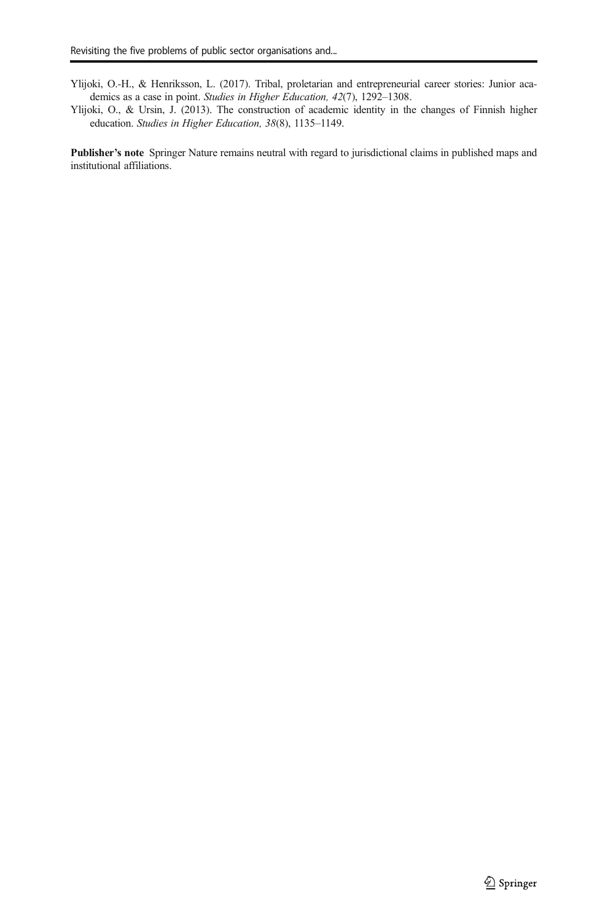Ylijoki, O.-H., & Henriksson, L. (2017). Tribal, proletarian and entrepreneurial career stories: Junior academics as a case in point. *Studies in Higher Education, 42*(7), 1292–1308.

Ylijoki, O., & Ursin, J. (2013). The construction of academic identity in the changes of Finnish higher education. *Studies in Higher Education, 38*(8), 1135–1149.

**Publisher's note** Springer Nature remains neutral with regard to jurisdictional claims in published maps and institutional affiliations.